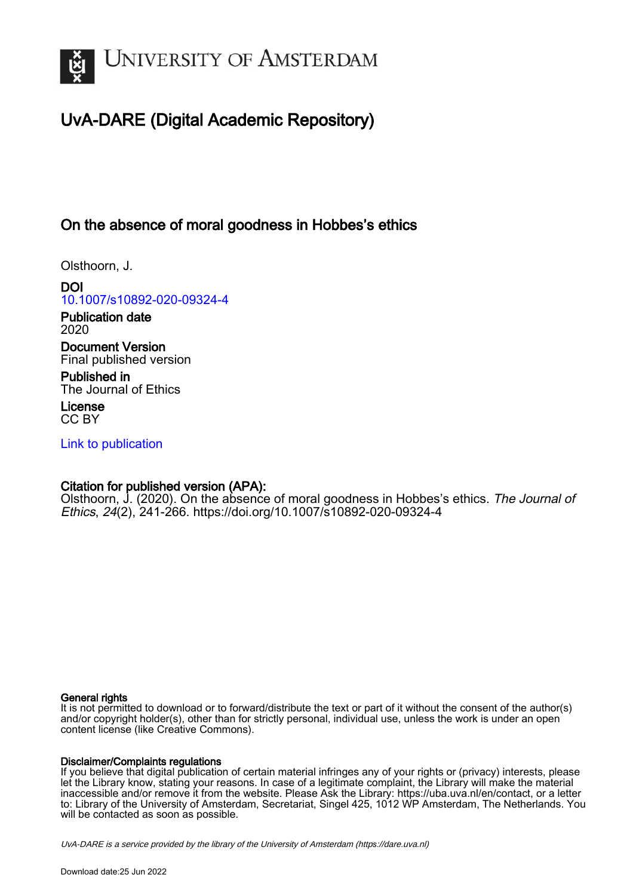# UNIVERSITY OF AMSTERDAM

## UvA-DARE (Digital Academic Repository)

### On the absence of moral goodness in Hobbes's ethics

Olsthoorn, J.

**DOI**
10.1007/s10892-020-09324-4

**Publication date**
2020

**Document Version**
Final published version

**Published in**
The Journal of Ethics

**License**
CC BY

Link to publication

**Citation for published version (APA):**
Olsthoorn, J. (2020). On the absence of moral goodness in Hobbes's ethics. *The Journal of Ethics*, *24*(2), 241-266. https://doi.org/10.1007/s10892-020-09324-4

**General rights**
It is not permitted to download or to forward/distribute the text or part of it without the consent of the author(s) and/or copyright holder(s), other than for strictly personal, individual use, unless the work is under an open content license (like Creative Commons).

**Disclaimer/Complaints regulations**
If you believe that digital publication of certain material infringes any of your rights or (privacy) interests, please let the Library know, stating your reasons. In case of a legitimate complaint, the Library will make the material inaccessible and/or remove it from the website. Please Ask the Library: https://uba.uva.nl/en/contact, or a letter to: Library of the University of Amsterdam, Secretariat, Singel 425, 1012 WP Amsterdam, The Netherlands. You will be contacted as soon as possible.

*UvA-DARE is a service provided by the library of the University of Amsterdam (https://dare.uva.nl)*

Download date:25 Jun 2022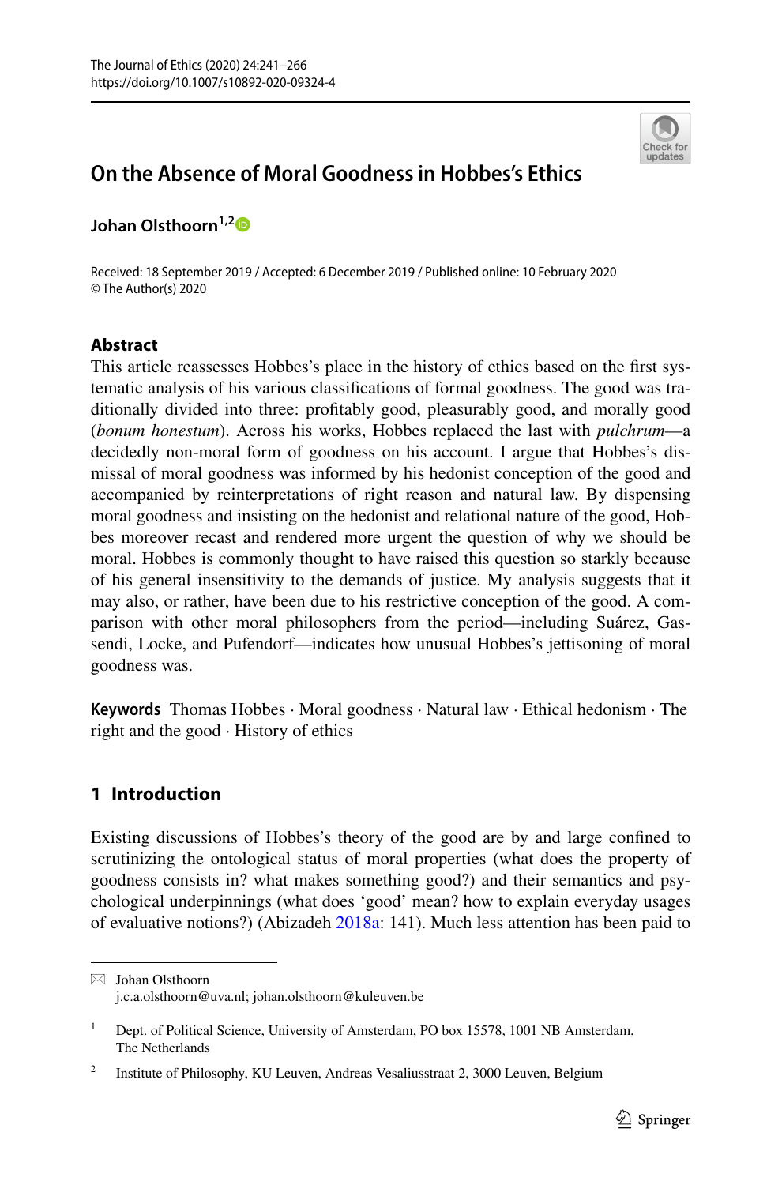# On the Absence of Moral Goodness in Hobbes's Ethics

**Johan Olsthoorn**[1,2]

Received: 18 September 2019 / Accepted: 6 December 2019 / Published online: 10 February 2020
© The Author(s) 2020

## Abstract

This article reassesses Hobbes's place in the history of ethics based on the first systematic analysis of his various classifications of formal goodness. The good was traditionally divided into three: profitably good, pleasurably good, and morally good (*bonum honestum*). Across his works, Hobbes replaced the last with *pulchrum*—a decidedly non-moral form of goodness on his account. I argue that Hobbes's dismissal of moral goodness was informed by his hedonist conception of the good and accompanied by reinterpretations of right reason and natural law. By dispensing moral goodness and insisting on the hedonist and relational nature of the good, Hobbes moreover recast and rendered more urgent the question of why we should be moral. Hobbes is commonly thought to have raised this question so starkly because of his general insensitivity to the demands of justice. My analysis suggests that it may also, or rather, have been due to his restrictive conception of the good. A comparison with other moral philosophers from the period—including Suárez, Gassendi, Locke, and Pufendorf—indicates how unusual Hobbes's jettisoning of moral goodness was.

**Keywords** Thomas Hobbes · Moral goodness · Natural law · Ethical hedonism · The right and the good · History of ethics

## 1 Introduction

Existing discussions of Hobbes's theory of the good are by and large confined to scrutinizing the ontological status of moral properties (what does the property of goodness consists in? what makes something good?) and their semantics and psychological underpinnings (what does 'good' mean? how to explain everyday usages of evaluative notions?) (Abizadeh 2018a: 141). Much less attention has been paid to

---

✉ Johan Olsthoorn
j.c.a.olsthoorn@uva.nl; johan.olsthoorn@kuleuven.be

[1] Dept. of Political Science, University of Amsterdam, PO box 15578, 1001 NB Amsterdam, The Netherlands

[2] Institute of Philosophy, KU Leuven, Andreas Vesaliusstraat 2, 3000 Leuven, Belgium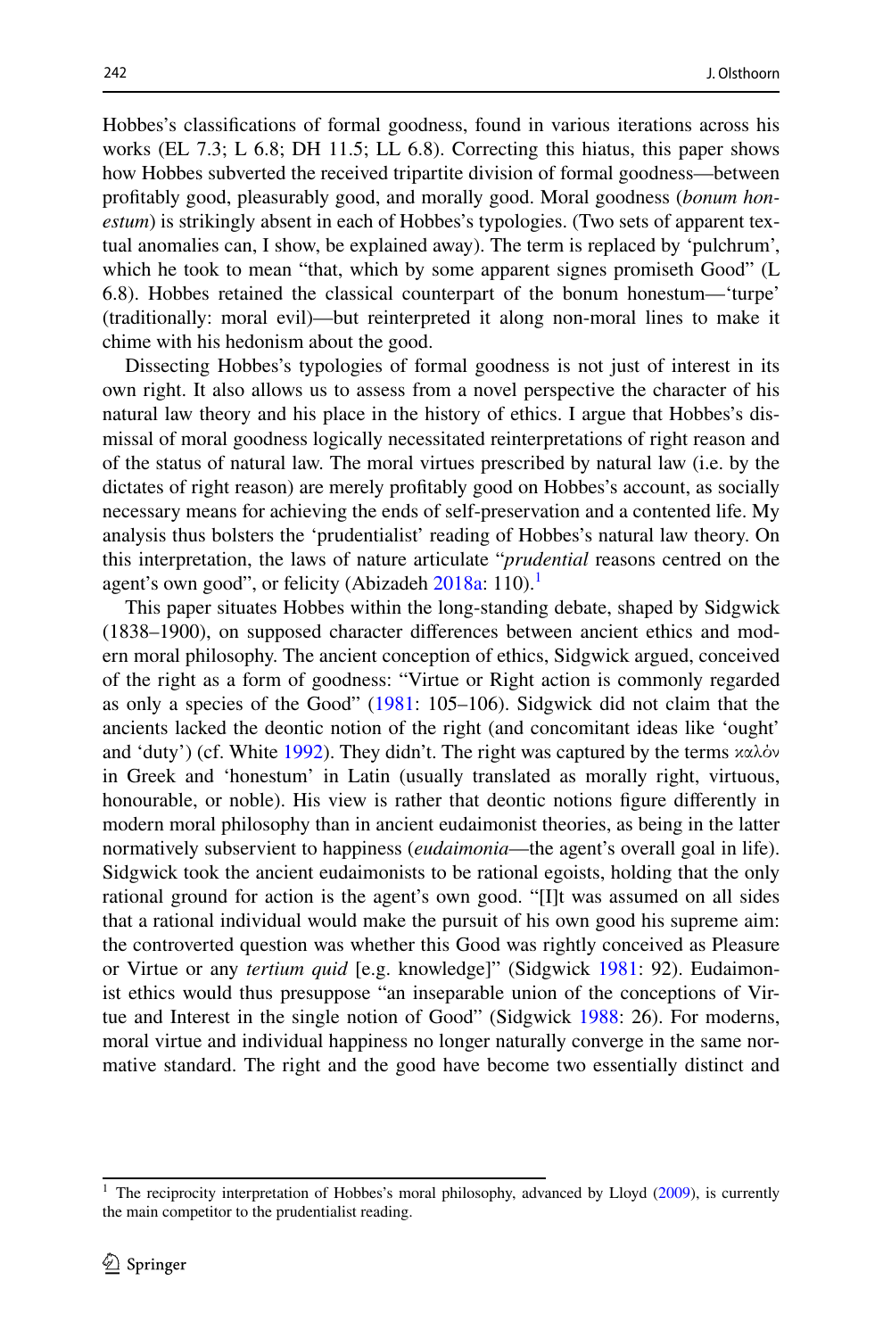Hobbes's classifications of formal goodness, found in various iterations across his works (EL 7.3; L 6.8; DH 11.5; LL 6.8). Correcting this hiatus, this paper shows how Hobbes subverted the received tripartite division of formal goodness—between profitably good, pleasurably good, and morally good. Moral goodness (*bonum honestum*) is strikingly absent in each of Hobbes's typologies. (Two sets of apparent textual anomalies can, I show, be explained away). The term is replaced by 'pulchrum', which he took to mean "that, which by some apparent signes promiseth Good" (L 6.8). Hobbes retained the classical counterpart of the bonum honestum—'turpe' (traditionally: moral evil)—but reinterpreted it along non-moral lines to make it chime with his hedonism about the good.

Dissecting Hobbes's typologies of formal goodness is not just of interest in its own right. It also allows us to assess from a novel perspective the character of his natural law theory and his place in the history of ethics. I argue that Hobbes's dismissal of moral goodness logically necessitated reinterpretations of right reason and of the status of natural law. The moral virtues prescribed by natural law (i.e. by the dictates of right reason) are merely profitably good on Hobbes's account, as socially necessary means for achieving the ends of self-preservation and a contented life. My analysis thus bolsters the 'prudentialist' reading of Hobbes's natural law theory. On this interpretation, the laws of nature articulate "*prudential* reasons centred on the agent's own good", or felicity (Abizadeh 2018a: 110).[1]

This paper situates Hobbes within the long-standing debate, shaped by Sidgwick (1838–1900), on supposed character differences between ancient ethics and modern moral philosophy. The ancient conception of ethics, Sidgwick argued, conceived of the right as a form of goodness: "Virtue or Right action is commonly regarded as only a species of the Good" (1981: 105–106). Sidgwick did not claim that the ancients lacked the deontic notion of the right (and concomitant ideas like 'ought' and 'duty') (cf. White 1992). They didn't. The right was captured by the terms καλὸν in Greek and 'honestum' in Latin (usually translated as morally right, virtuous, honourable, or noble). His view is rather that deontic notions figure differently in modern moral philosophy than in ancient eudaimonist theories, as being in the latter normatively subservient to happiness (*eudaimonia*—the agent's overall goal in life). Sidgwick took the ancient eudaimonists to be rational egoists, holding that the only rational ground for action is the agent's own good. "[I]t was assumed on all sides that a rational individual would make the pursuit of his own good his supreme aim: the controverted question was whether this Good was rightly conceived as Pleasure or Virtue or any *tertium quid* [e.g. knowledge]" (Sidgwick 1981: 92). Eudaimonist ethics would thus presuppose "an inseparable union of the conceptions of Virtue and Interest in the single notion of Good" (Sidgwick 1988: 26). For moderns, moral virtue and individual happiness no longer naturally converge in the same normative standard. The right and the good have become two essentially distinct and

[1] The reciprocity interpretation of Hobbes's moral philosophy, advanced by Lloyd (2009), is currently the main competitor to the prudentialist reading.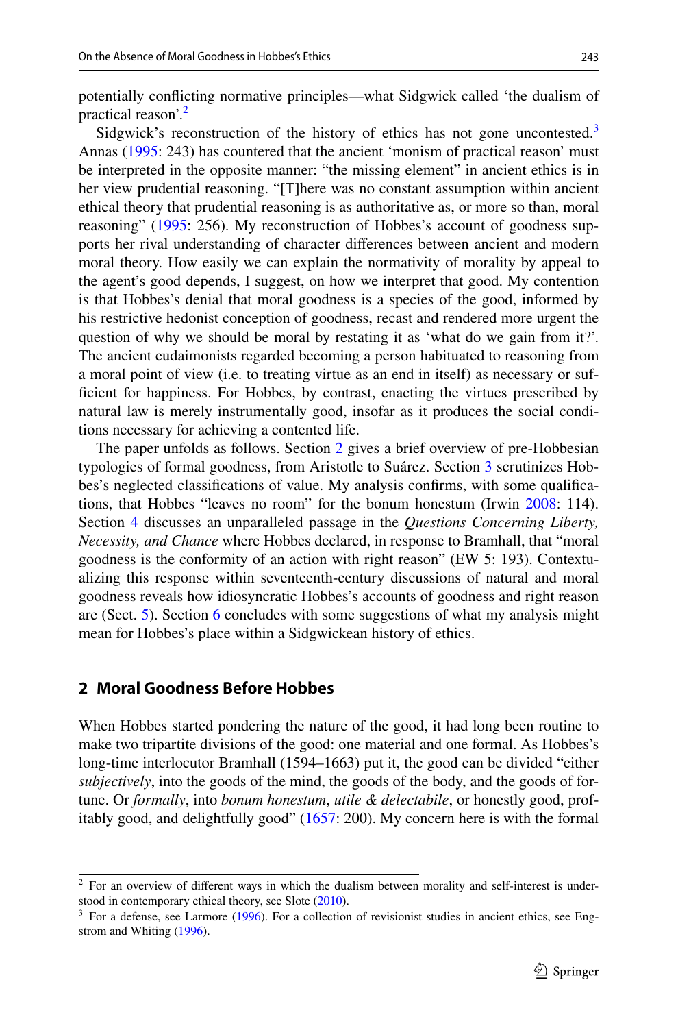potentially conflicting normative principles—what Sidgwick called 'the dualism of practical reason'.[2]

Sidgwick's reconstruction of the history of ethics has not gone uncontested.[3] Annas (1995: 243) has countered that the ancient 'monism of practical reason' must be interpreted in the opposite manner: "the missing element" in ancient ethics is in her view prudential reasoning. "[T]here was no constant assumption within ancient ethical theory that prudential reasoning is as authoritative as, or more so than, moral reasoning" (1995: 256). My reconstruction of Hobbes's account of goodness supports her rival understanding of character differences between ancient and modern moral theory. How easily we can explain the normativity of morality by appeal to the agent's good depends, I suggest, on how we interpret that good. My contention is that Hobbes's denial that moral goodness is a species of the good, informed by his restrictive hedonist conception of goodness, recast and rendered more urgent the question of why we should be moral by restating it as 'what do we gain from it?'. The ancient eudaimonists regarded becoming a person habituated to reasoning from a moral point of view (i.e. to treating virtue as an end in itself) as necessary or sufficient for happiness. For Hobbes, by contrast, enacting the virtues prescribed by natural law is merely instrumentally good, insofar as it produces the social conditions necessary for achieving a contented life.

The paper unfolds as follows. Section 2 gives a brief overview of pre-Hobbesian typologies of formal goodness, from Aristotle to Suárez. Section 3 scrutinizes Hobbes's neglected classifications of value. My analysis confirms, with some qualifications, that Hobbes "leaves no room" for the bonum honestum (Irwin 2008: 114). Section 4 discusses an unparalleled passage in the *Questions Concerning Liberty, Necessity, and Chance* where Hobbes declared, in response to Bramhall, that "moral goodness is the conformity of an action with right reason" (EW 5: 193). Contextualizing this response within seventeenth-century discussions of natural and moral goodness reveals how idiosyncratic Hobbes's accounts of goodness and right reason are (Sect. 5). Section 6 concludes with some suggestions of what my analysis might mean for Hobbes's place within a Sidgwickean history of ethics.

## 2 Moral Goodness Before Hobbes

When Hobbes started pondering the nature of the good, it had long been routine to make two tripartite divisions of the good: one material and one formal. As Hobbes's long-time interlocutor Bramhall (1594–1663) put it, the good can be divided "either *subjectively*, into the goods of the mind, the goods of the body, and the goods of fortune. Or *formally*, into *bonum honestum*, *utile & delectabile*, or honestly good, profitably good, and delightfully good" (1657: 200). My concern here is with the formal

---

[2] For an overview of different ways in which the dualism between morality and self-interest is understood in contemporary ethical theory, see Slote (2010).

[3] For a defense, see Larmore (1996). For a collection of revisionist studies in ancient ethics, see Engstrom and Whiting (1996).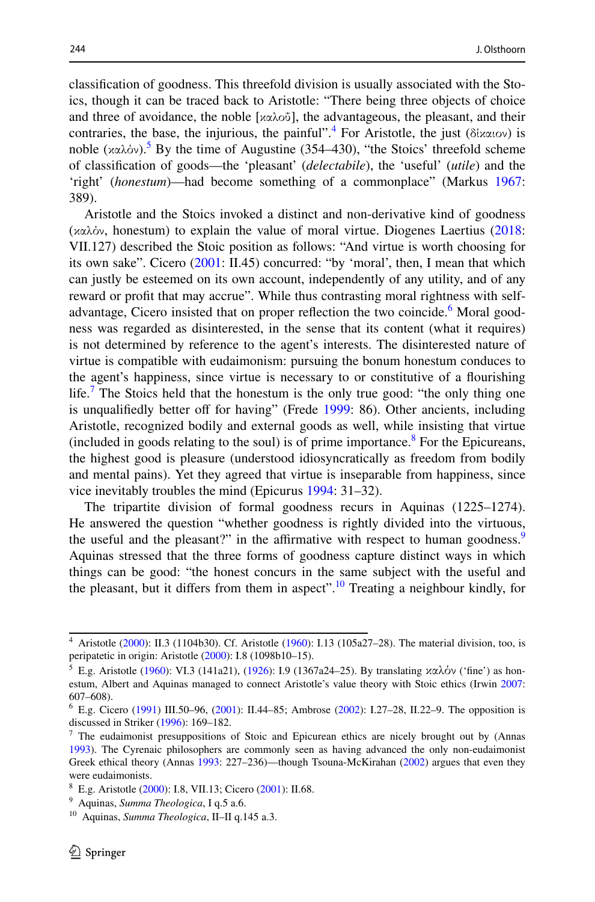classification of goodness. This threefold division is usually associated with the Stoics, though it can be traced back to Aristotle: "There being three objects of choice and three of avoidance, the noble [καλοῦ], the advantageous, the pleasant, and their contraries, the base, the injurious, the painful".[4] For Aristotle, the just (δίκαιον) is noble (καλόν).[5] By the time of Augustine (354–430), "the Stoics' threefold scheme of classification of goods—the 'pleasant' (*delectabile*), the 'useful' (*utile*) and the 'right' (*honestum*)—had become something of a commonplace" (Markus 1967: 389).

Aristotle and the Stoics invoked a distinct and non-derivative kind of goodness (καλόν, honestum) to explain the value of moral virtue. Diogenes Laertius (2018: VII.127) described the Stoic position as follows: "And virtue is worth choosing for its own sake". Cicero (2001: II.45) concurred: "by 'moral', then, I mean that which can justly be esteemed on its own account, independently of any utility, and of any reward or profit that may accrue". While thus contrasting moral rightness with self-advantage, Cicero insisted that on proper reflection the two coincide.[6] Moral goodness was regarded as disinterested, in the sense that its content (what it requires) is not determined by reference to the agent's interests. The disinterested nature of virtue is compatible with eudaimonism: pursuing the bonum honestum conduces to the agent's happiness, since virtue is necessary to or constitutive of a flourishing life.[7] The Stoics held that the honestum is the only true good: "the only thing one is unqualifiedly better off for having" (Frede 1999: 86). Other ancients, including Aristotle, recognized bodily and external goods as well, while insisting that virtue (included in goods relating to the soul) is of prime importance.[8] For the Epicureans, the highest good is pleasure (understood idiosyncratically as freedom from bodily and mental pains). Yet they agreed that virtue is inseparable from happiness, since vice inevitably troubles the mind (Epicurus 1994: 31–32).

The tripartite division of formal goodness recurs in Aquinas (1225–1274). He answered the question "whether goodness is rightly divided into the virtuous, the useful and the pleasant?" in the affirmative with respect to human goodness.[9] Aquinas stressed that the three forms of goodness capture distinct ways in which things can be good: "the honest concurs in the same subject with the useful and the pleasant, but it differs from them in aspect".[10] Treating a neighbour kindly, for

---

[4] Aristotle (2000): II.3 (1104b30). Cf. Aristotle (1960): I.13 (105a27–28). The material division, too, is peripatetic in origin: Aristotle (2000): I.8 (1098b10–15).

[5] E.g. Aristotle (1960): VI.3 (141a21), (1926): I.9 (1367a24–25). By translating καλόν ('fine') as honestum, Albert and Aquinas managed to connect Aristotle's value theory with Stoic ethics (Irwin 2007: 607–608).

[6] E.g. Cicero (1991) III.50–96, (2001): II.44–85; Ambrose (2002): I.27–28, II.22–9. The opposition is discussed in Striker (1996): 169–182.

[7] The eudaimonist presuppositions of Stoic and Epicurean ethics are nicely brought out by (Annas 1993). The Cyrenaic philosophers are commonly seen as having advanced the only non-eudaimonist Greek ethical theory (Annas 1993: 227–236)—though Tsouna-McKirahan (2002) argues that even they were eudaimonists.

[8] E.g. Aristotle (2000): I.8, VII.13; Cicero (2001): II.68.

[9] Aquinas, *Summa Theologica*, I q.5 a.6.

[10] Aquinas, *Summa Theologica*, II–II q.145 a.3.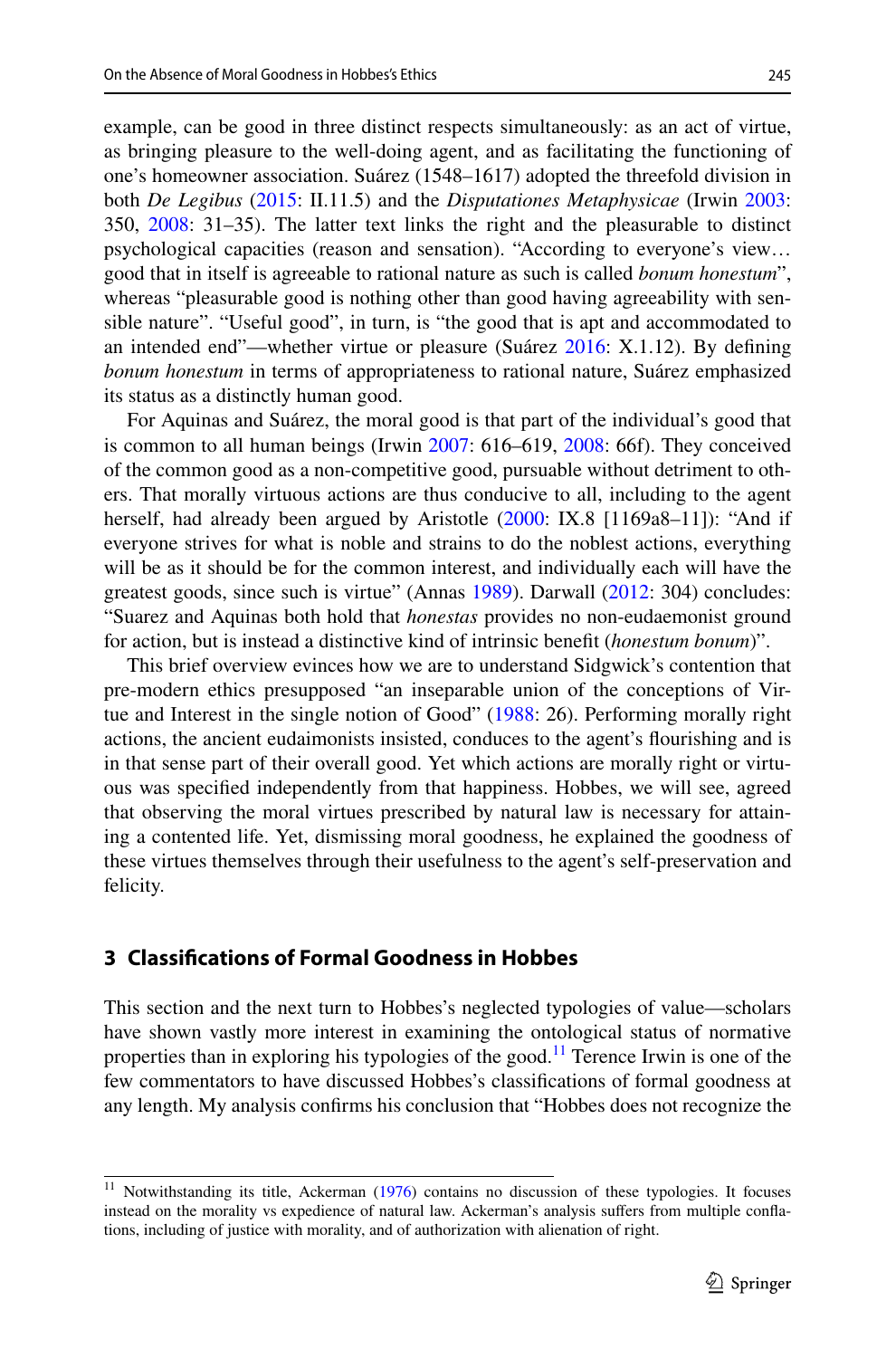example, can be good in three distinct respects simultaneously: as an act of virtue, as bringing pleasure to the well-doing agent, and as facilitating the functioning of one's homeowner association. Suárez (1548–1617) adopted the threefold division in both *De Legibus* (2015: II.11.5) and the *Disputationes Metaphysicae* (Irwin 2003: 350, 2008: 31–35). The latter text links the right and the pleasurable to distinct psychological capacities (reason and sensation). "According to everyone's view… good that in itself is agreeable to rational nature as such is called *bonum honestum*", whereas "pleasurable good is nothing other than good having agreeability with sensible nature". "Useful good", in turn, is "the good that is apt and accommodated to an intended end"—whether virtue or pleasure (Suárez 2016: X.1.12). By defining *bonum honestum* in terms of appropriateness to rational nature, Suárez emphasized its status as a distinctly human good.

For Aquinas and Suárez, the moral good is that part of the individual's good that is common to all human beings (Irwin 2007: 616–619, 2008: 66f). They conceived of the common good as a non-competitive good, pursuable without detriment to others. That morally virtuous actions are thus conducive to all, including to the agent herself, had already been argued by Aristotle (2000: IX.8 [1169a8–11]): "And if everyone strives for what is noble and strains to do the noblest actions, everything will be as it should be for the common interest, and individually each will have the greatest goods, since such is virtue" (Annas 1989). Darwall (2012: 304) concludes: "Suarez and Aquinas both hold that *honestas* provides no non-eudaemonist ground for action, but is instead a distinctive kind of intrinsic benefit (*honestum bonum*)".

This brief overview evinces how we are to understand Sidgwick's contention that pre-modern ethics presupposed "an inseparable union of the conceptions of Virtue and Interest in the single notion of Good" (1988: 26). Performing morally right actions, the ancient eudaimonists insisted, conduces to the agent's flourishing and is in that sense part of their overall good. Yet which actions are morally right or virtuous was specified independently from that happiness. Hobbes, we will see, agreed that observing the moral virtues prescribed by natural law is necessary for attaining a contented life. Yet, dismissing moral goodness, he explained the goodness of these virtues themselves through their usefulness to the agent's self-preservation and felicity.

## 3 Classifications of Formal Goodness in Hobbes

This section and the next turn to Hobbes's neglected typologies of value—scholars have shown vastly more interest in examining the ontological status of normative properties than in exploring his typologies of the good.[11] Terence Irwin is one of the few commentators to have discussed Hobbes's classifications of formal goodness at any length. My analysis confirms his conclusion that "Hobbes does not recognize the

[11] Notwithstanding its title, Ackerman (1976) contains no discussion of these typologies. It focuses instead on the morality vs expedience of natural law. Ackerman's analysis suffers from multiple conflations, including of justice with morality, and of authorization with alienation of right.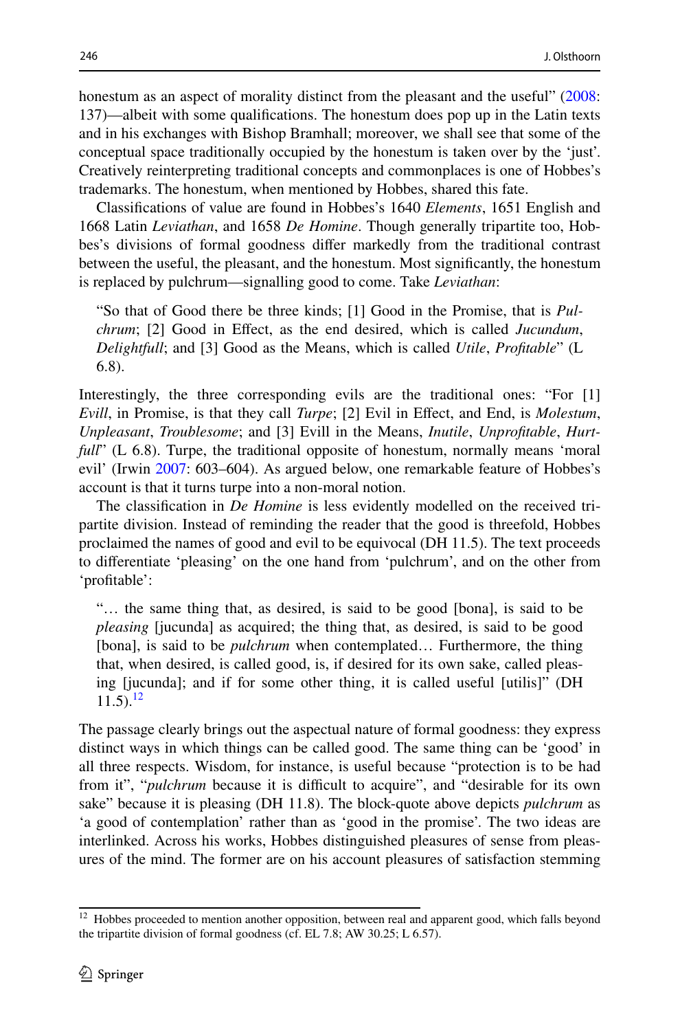honestum as an aspect of morality distinct from the pleasant and the useful" (2008: 137)—albeit with some qualifications. The honestum does pop up in the Latin texts and in his exchanges with Bishop Bramhall; moreover, we shall see that some of the conceptual space traditionally occupied by the honestum is taken over by the 'just'. Creatively reinterpreting traditional concepts and commonplaces is one of Hobbes's trademarks. The honestum, when mentioned by Hobbes, shared this fate.

Classifications of value are found in Hobbes's 1640 *Elements*, 1651 English and 1668 Latin *Leviathan*, and 1658 *De Homine*. Though generally tripartite too, Hobbes's divisions of formal goodness differ markedly from the traditional contrast between the useful, the pleasant, and the honestum. Most significantly, the honestum is replaced by pulchrum—signalling good to come. Take *Leviathan*:

> "So that of Good there be three kinds; [1] Good in the Promise, that is *Pulchrum*; [2] Good in Effect, as the end desired, which is called *Jucundum*, *Delightfull*; and [3] Good as the Means, which is called *Utile*, *Profitable*" (L 6.8).

Interestingly, the three corresponding evils are the traditional ones: "For [1] *Evill*, in Promise, is that they call *Turpe*; [2] Evil in Effect, and End, is *Molestum*, *Unpleasant*, *Troublesome*; and [3] Evill in the Means, *Inutile*, *Unprofitable*, *Hurtfull*" (L 6.8). Turpe, the traditional opposite of honestum, normally means 'moral evil' (Irwin 2007: 603–604). As argued below, one remarkable feature of Hobbes's account is that it turns turpe into a non-moral notion.

The classification in *De Homine* is less evidently modelled on the received tripartite division. Instead of reminding the reader that the good is threefold, Hobbes proclaimed the names of good and evil to be equivocal (DH 11.5). The text proceeds to differentiate 'pleasing' on the one hand from 'pulchrum', and on the other from 'profitable':

> "… the same thing that, as desired, is said to be good [bona], is said to be *pleasing* [jucunda] as acquired; the thing that, as desired, is said to be good [bona], is said to be *pulchrum* when contemplated… Furthermore, the thing that, when desired, is called good, is, if desired for its own sake, called pleasing [jucunda]; and if for some other thing, it is called useful [utilis]" (DH 11.5).[12]

The passage clearly brings out the aspectual nature of formal goodness: they express distinct ways in which things can be called good. The same thing can be 'good' in all three respects. Wisdom, for instance, is useful because "protection is to be had from it", "*pulchrum* because it is difficult to acquire", and "desirable for its own sake" because it is pleasing (DH 11.8). The block-quote above depicts *pulchrum* as 'a good of contemplation' rather than as 'good in the promise'. The two ideas are interlinked. Across his works, Hobbes distinguished pleasures of sense from pleasures of the mind. The former are on his account pleasures of satisfaction stemming

[12] Hobbes proceeded to mention another opposition, between real and apparent good, which falls beyond the tripartite division of formal goodness (cf. EL 7.8; AW 30.25; L 6.57).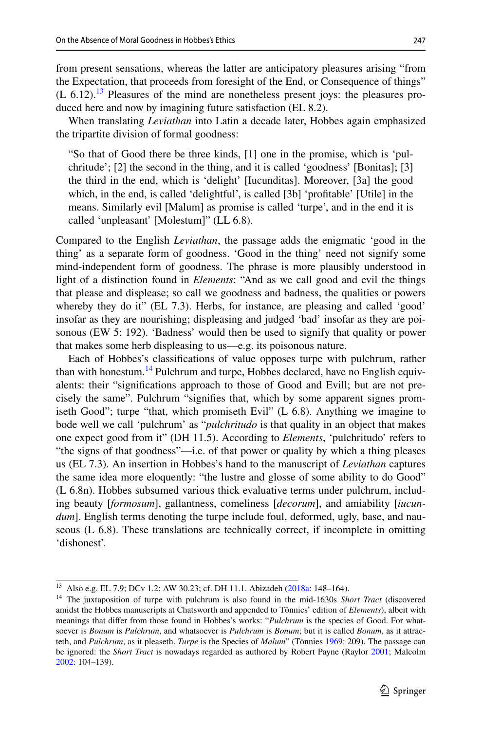from present sensations, whereas the latter are anticipatory pleasures arising "from the Expectation, that proceeds from foresight of the End, or Consequence of things" (L 6.12).[13] Pleasures of the mind are nonetheless present joys: the pleasures produced here and now by imagining future satisfaction (EL 8.2).

When translating *Leviathan* into Latin a decade later, Hobbes again emphasized the tripartite division of formal goodness:

> "So that of Good there be three kinds, [1] one in the promise, which is 'pulchritude'; [2] the second in the thing, and it is called 'goodness' [Bonitas]; [3] the third in the end, which is 'delight' [Iucunditas]. Moreover, [3a] the good which, in the end, is called 'delightful', is called [3b] 'profitable' [Utile] in the means. Similarly evil [Malum] as promise is called 'turpe', and in the end it is called 'unpleasant' [Molestum]" (LL 6.8).

Compared to the English *Leviathan*, the passage adds the enigmatic 'good in the thing' as a separate form of goodness. 'Good in the thing' need not signify some mind-independent form of goodness. The phrase is more plausibly understood in light of a distinction found in *Elements*: "And as we call good and evil the things that please and displease; so call we goodness and badness, the qualities or powers whereby they do it" (EL 7.3). Herbs, for instance, are pleasing and called 'good' insofar as they are nourishing; displeasing and judged 'bad' insofar as they are poisonous (EW 5: 192). 'Badness' would then be used to signify that quality or power that makes some herb displeasing to us—e.g. its poisonous nature.

Each of Hobbes's classifications of value opposes turpe with pulchrum, rather than with honestum.[14] Pulchrum and turpe, Hobbes declared, have no English equivalents: their "significations approach to those of Good and Evill; but are not precisely the same". Pulchrum "signifies that, which by some apparent signes promiseth Good"; turpe "that, which promiseth Evil" (L 6.8). Anything we imagine to bode well we call 'pulchrum' as "*pulchritudo* is that quality in an object that makes one expect good from it" (DH 11.5). According to *Elements*, 'pulchritudo' refers to "the signs of that goodness"—i.e. of that power or quality by which a thing pleases us (EL 7.3). An insertion in Hobbes's hand to the manuscript of *Leviathan* captures the same idea more eloquently: "the lustre and glosse of some ability to do Good" (L 6.8n). Hobbes subsumed various thick evaluative terms under pulchrum, including beauty [*formosum*], gallantness, comeliness [*decorum*], and amiability [*iucundum*]. English terms denoting the turpe include foul, deformed, ugly, base, and nauseous (L 6.8). These translations are technically correct, if incomplete in omitting 'dishonest'.

---

[13] Also e.g. EL 7.9; DCv 1.2; AW 30.23; cf. DH 11.1. Abizadeh (2018a: 148–164).

[14] The juxtaposition of turpe with pulchrum is also found in the mid-1630s *Short Tract* (discovered amidst the Hobbes manuscripts at Chatsworth and appended to Tönnies' edition of *Elements*), albeit with meanings that differ from those found in Hobbes's works: "*Pulchrum* is the species of Good. For whatsoever is *Bonum* is *Pulchrum*, and whatsoever is *Pulchrum* is *Bonum*; but it is called *Bonum*, as it attracteth, and *Pulchrum*, as it pleaseth. *Turpe* is the Species of *Malum*" (Tönnies 1969: 209). The passage can be ignored: the *Short Tract* is nowadays regarded as authored by Robert Payne (Raylor 2001; Malcolm 2002: 104–139).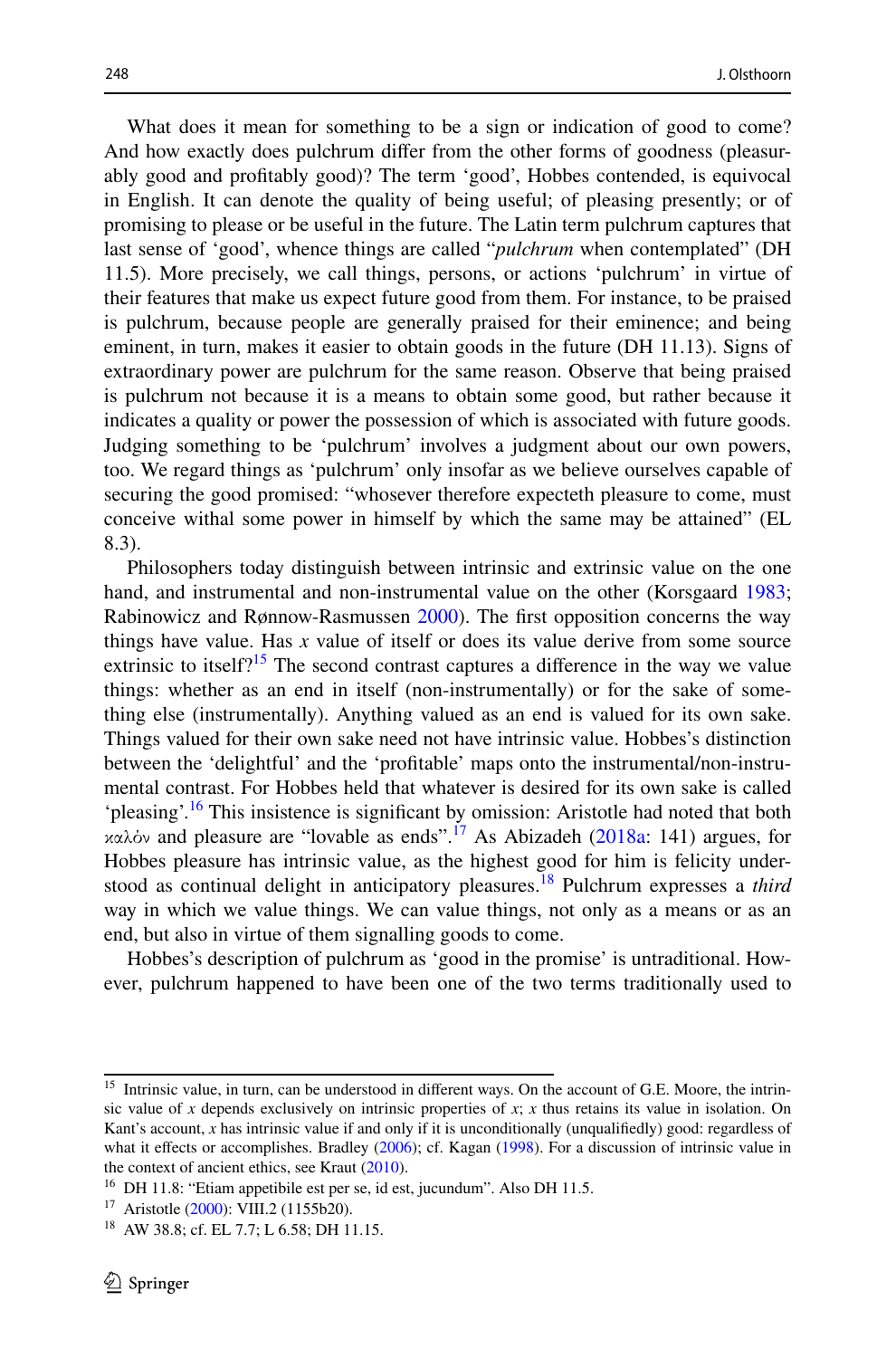What does it mean for something to be a sign or indication of good to come? And how exactly does pulchrum differ from the other forms of goodness (pleasurably good and profitably good)? The term 'good', Hobbes contended, is equivocal in English. It can denote the quality of being useful; of pleasing presently; or of promising to please or be useful in the future. The Latin term pulchrum captures that last sense of 'good', whence things are called "*pulchrum* when contemplated" (DH 11.5). More precisely, we call things, persons, or actions 'pulchrum' in virtue of their features that make us expect future good from them. For instance, to be praised is pulchrum, because people are generally praised for their eminence; and being eminent, in turn, makes it easier to obtain goods in the future (DH 11.13). Signs of extraordinary power are pulchrum for the same reason. Observe that being praised is pulchrum not because it is a means to obtain some good, but rather because it indicates a quality or power the possession of which is associated with future goods. Judging something to be 'pulchrum' involves a judgment about our own powers, too. We regard things as 'pulchrum' only insofar as we believe ourselves capable of securing the good promised: "whosever therefore expecteth pleasure to come, must conceive withal some power in himself by which the same may be attained" (EL 8.3).

Philosophers today distinguish between intrinsic and extrinsic value on the one hand, and instrumental and non-instrumental value on the other (Korsgaard 1983; Rabinowicz and Rønnow-Rasmussen 2000). The first opposition concerns the way things have value. Has *x* value of itself or does its value derive from some source extrinsic to itself?[15] The second contrast captures a difference in the way we value things: whether as an end in itself (non-instrumentally) or for the sake of something else (instrumentally). Anything valued as an end is valued for its own sake. Things valued for their own sake need not have intrinsic value. Hobbes's distinction between the 'delightful' and the 'profitable' maps onto the instrumental/non-instrumental contrast. For Hobbes held that whatever is desired for its own sake is called 'pleasing'.[16] This insistence is significant by omission: Aristotle had noted that both καλόν and pleasure are "lovable as ends".[17] As Abizadeh (2018a: 141) argues, for Hobbes pleasure has intrinsic value, as the highest good for him is felicity understood as continual delight in anticipatory pleasures.[18] Pulchrum expresses a *third* way in which we value things. We can value things, not only as a means or as an end, but also in virtue of them signalling goods to come.

Hobbes's description of pulchrum as 'good in the promise' is untraditional. However, pulchrum happened to have been one of the two terms traditionally used to

---

[15] Intrinsic value, in turn, can be understood in different ways. On the account of G.E. Moore, the intrinsic value of *x* depends exclusively on intrinsic properties of *x*; *x* thus retains its value in isolation. On Kant's account, *x* has intrinsic value if and only if it is unconditionally (unqualifiedly) good: regardless of what it effects or accomplishes. Bradley (2006); cf. Kagan (1998). For a discussion of intrinsic value in the context of ancient ethics, see Kraut (2010).

[16] DH 11.8: "Etiam appetibile est per se, id est, jucundum". Also DH 11.5.

[17] Aristotle (2000): VIII.2 (1155b20).

[18] AW 38.8; cf. EL 7.7; L 6.58; DH 11.15.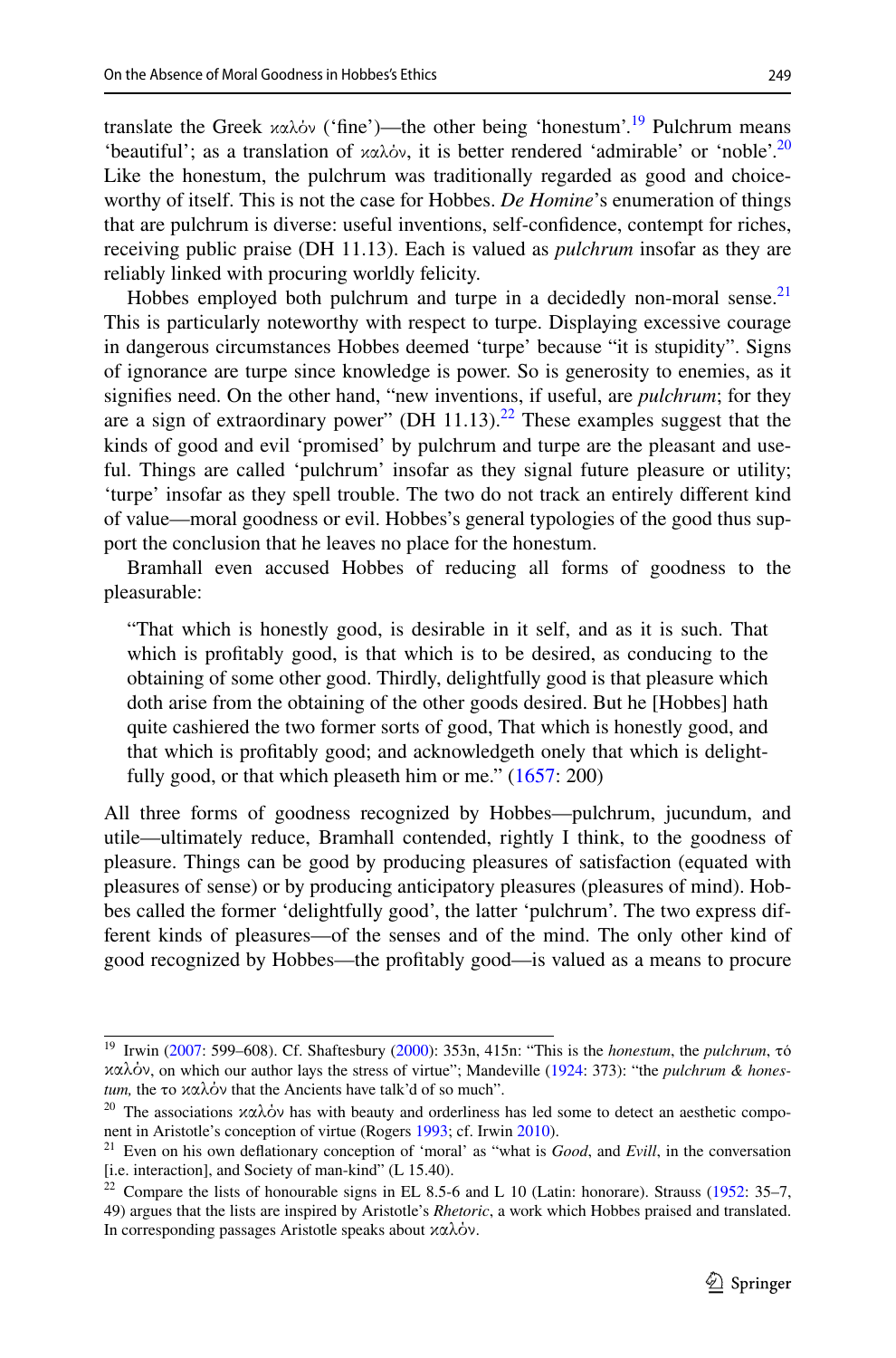translate the Greek καλὸν ('fine')—the other being 'honestum'.[19] Pulchrum means 'beautiful'; as a translation of καλὸν, it is better rendered 'admirable' or 'noble'.[20] Like the honestum, the pulchrum was traditionally regarded as good and choiceworthy of itself. This is not the case for Hobbes. *De Homine*'s enumeration of things that are pulchrum is diverse: useful inventions, self-confidence, contempt for riches, receiving public praise (DH 11.13). Each is valued as *pulchrum* insofar as they are reliably linked with procuring worldly felicity.

Hobbes employed both pulchrum and turpe in a decidedly non-moral sense.[21] This is particularly noteworthy with respect to turpe. Displaying excessive courage in dangerous circumstances Hobbes deemed 'turpe' because "it is stupidity". Signs of ignorance are turpe since knowledge is power. So is generosity to enemies, as it signifies need. On the other hand, "new inventions, if useful, are *pulchrum*; for they are a sign of extraordinary power" (DH 11.13).[22] These examples suggest that the kinds of good and evil 'promised' by pulchrum and turpe are the pleasant and useful. Things are called 'pulchrum' insofar as they signal future pleasure or utility; 'turpe' insofar as they spell trouble. The two do not track an entirely different kind of value—moral goodness or evil. Hobbes's general typologies of the good thus support the conclusion that he leaves no place for the honestum.

Bramhall even accused Hobbes of reducing all forms of goodness to the pleasurable:

> "That which is honestly good, is desirable in it self, and as it is such. That which is profitably good, is that which is to be desired, as conducing to the obtaining of some other good. Thirdly, delightfully good is that pleasure which doth arise from the obtaining of the other goods desired. But he [Hobbes] hath quite cashiered the two former sorts of good, That which is honestly good, and that which is profitably good; and acknowledgeth onely that which is delightfully good, or that which pleaseth him or me." (1657: 200)

All three forms of goodness recognized by Hobbes—pulchrum, jucundum, and utile—ultimately reduce, Bramhall contended, rightly I think, to the goodness of pleasure. Things can be good by producing pleasures of satisfaction (equated with pleasures of sense) or by producing anticipatory pleasures (pleasures of mind). Hobbes called the former 'delightfully good', the latter 'pulchrum'. The two express different kinds of pleasures—of the senses and of the mind. The only other kind of good recognized by Hobbes—the profitably good—is valued as a means to procure

---

[19] Irwin (2007: 599–608). Cf. Shaftesbury (2000): 353n, 415n: "This is the *honestum*, the *pulchrum*, τό καλὸν, on which our author lays the stress of virtue"; Mandeville (1924: 373): "the *pulchrum & honestum,* the το καλὸν that the Ancients have talk'd of so much".

[20] The associations καλὸν has with beauty and orderliness has led some to detect an aesthetic component in Aristotle's conception of virtue (Rogers 1993; cf. Irwin 2010).

[21] Even on his own deflationary conception of 'moral' as "what is *Good*, and *Evill*, in the conversation [i.e. interaction], and Society of man-kind" (L 15.40).

[22] Compare the lists of honourable signs in EL 8.5-6 and L 10 (Latin: honorare). Strauss (1952: 35–7, 49) argues that the lists are inspired by Aristotle's *Rhetoric*, a work which Hobbes praised and translated. In corresponding passages Aristotle speaks about καλὸν.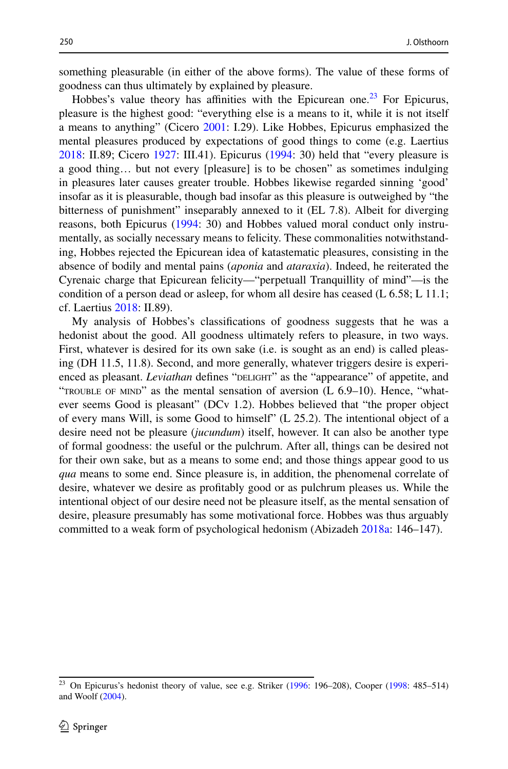something pleasurable (in either of the above forms). The value of these forms of goodness can thus ultimately by explained by pleasure.

Hobbes's value theory has affinities with the Epicurean one.[23] For Epicurus, pleasure is the highest good: "everything else is a means to it, while it is not itself a means to anything" (Cicero 2001: I.29). Like Hobbes, Epicurus emphasized the mental pleasures produced by expectations of good things to come (e.g. Laertius 2018: II.89; Cicero 1927: III.41). Epicurus (1994: 30) held that "every pleasure is a good thing… but not every [pleasure] is to be chosen" as sometimes indulging in pleasures later causes greater trouble. Hobbes likewise regarded sinning 'good' insofar as it is pleasurable, though bad insofar as this pleasure is outweighed by "the bitterness of punishment" inseparably annexed to it (EL 7.8). Albeit for diverging reasons, both Epicurus (1994: 30) and Hobbes valued moral conduct only instrumentally, as socially necessary means to felicity. These commonalities notwithstanding, Hobbes rejected the Epicurean idea of katastematic pleasures, consisting in the absence of bodily and mental pains (*aponia* and *ataraxia*). Indeed, he reiterated the Cyrenaic charge that Epicurean felicity—"perpetuall Tranquillity of mind"—is the condition of a person dead or asleep, for whom all desire has ceased (L 6.58; L 11.1; cf. Laertius 2018: II.89).

My analysis of Hobbes's classifications of goodness suggests that he was a hedonist about the good. All goodness ultimately refers to pleasure, in two ways. First, whatever is desired for its own sake (i.e. is sought as an end) is called pleasing (DH 11.5, 11.8). Second, and more generally, whatever triggers desire is experienced as pleasant. *Leviathan* defines "DELIGHT" as the "appearance" of appetite, and "TROUBLE OF MIND" as the mental sensation of aversion (L 6.9–10). Hence, "whatever seems Good is pleasant" (DCv 1.2). Hobbes believed that "the proper object of every mans Will, is some Good to himself" (L 25.2). The intentional object of a desire need not be pleasure (*jucundum*) itself, however. It can also be another type of formal goodness: the useful or the pulchrum. After all, things can be desired not for their own sake, but as a means to some end; and those things appear good to us *qua* means to some end. Since pleasure is, in addition, the phenomenal correlate of desire, whatever we desire as profitably good or as pulchrum pleases us. While the intentional object of our desire need not be pleasure itself, as the mental sensation of desire, pleasure presumably has some motivational force. Hobbes was thus arguably committed to a weak form of psychological hedonism (Abizadeh 2018a: 146–147).

[23] On Epicurus's hedonist theory of value, see e.g. Striker (1996: 196–208), Cooper (1998: 485–514) and Woolf (2004).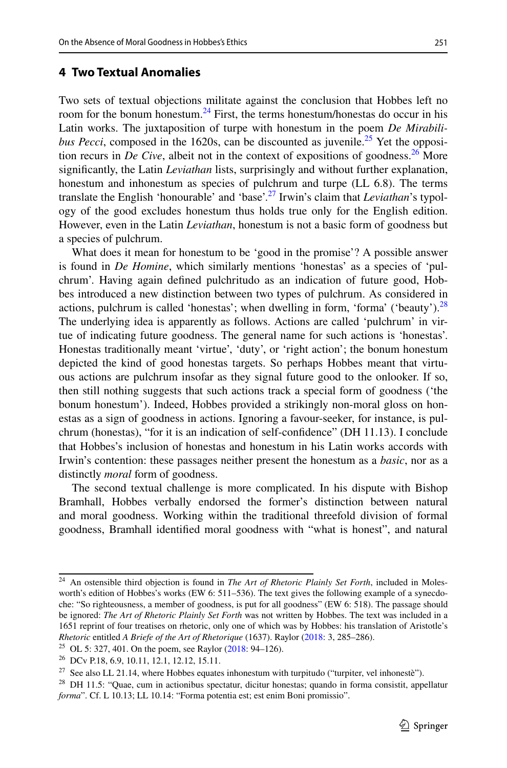## 4 Two Textual Anomalies

Two sets of textual objections militate against the conclusion that Hobbes left no room for the bonum honestum.[24] First, the terms honestum/honestas do occur in his Latin works. The juxtaposition of turpe with honestum in the poem *De Mirabilibus Pecci*, composed in the 1620s, can be discounted as juvenile.[25] Yet the opposition recurs in *De Cive*, albeit not in the context of expositions of goodness.[26] More significantly, the Latin *Leviathan* lists, surprisingly and without further explanation, honestum and inhonestum as species of pulchrum and turpe (LL 6.8). The terms translate the English 'honourable' and 'base'.[27] Irwin's claim that *Leviathan*'s typology of the good excludes honestum thus holds true only for the English edition. However, even in the Latin *Leviathan*, honestum is not a basic form of goodness but a species of pulchrum.

What does it mean for honestum to be 'good in the promise'? A possible answer is found in *De Homine*, which similarly mentions 'honestas' as a species of 'pulchrum'. Having again defined pulchritudo as an indication of future good, Hobbes introduced a new distinction between two types of pulchrum. As considered in actions, pulchrum is called 'honestas'; when dwelling in form, 'forma' ('beauty').[28] The underlying idea is apparently as follows. Actions are called 'pulchrum' in virtue of indicating future goodness. The general name for such actions is 'honestas'. Honestas traditionally meant 'virtue', 'duty', or 'right action'; the bonum honestum depicted the kind of good honestas targets. So perhaps Hobbes meant that virtuous actions are pulchrum insofar as they signal future good to the onlooker. If so, then still nothing suggests that such actions track a special form of goodness ('the bonum honestum'). Indeed, Hobbes provided a strikingly non-moral gloss on honestas as a sign of goodness in actions. Ignoring a favour-seeker, for instance, is pulchrum (honestas), "for it is an indication of self-confidence" (DH 11.13). I conclude that Hobbes's inclusion of honestas and honestum in his Latin works accords with Irwin's contention: these passages neither present the honestum as a *basic*, nor as a distinctly *moral* form of goodness.

The second textual challenge is more complicated. In his dispute with Bishop Bramhall, Hobbes verbally endorsed the former's distinction between natural and moral goodness. Working within the traditional threefold division of formal goodness, Bramhall identified moral goodness with "what is honest", and natural

---

[24] An ostensible third objection is found in *The Art of Rhetoric Plainly Set Forth*, included in Molesworth's edition of Hobbes's works (EW 6: 511–536). The text gives the following example of a synecdoche: "So righteousness, a member of goodness, is put for all goodness" (EW 6: 518). The passage should be ignored: *The Art of Rhetoric Plainly Set Forth* was not written by Hobbes. The text was included in a 1651 reprint of four treatises on rhetoric, only one of which was by Hobbes: his translation of Aristotle's *Rhetoric* entitled *A Briefe of the Art of Rhetorique* (1637). Raylor (2018: 3, 285–286).

[25] OL 5: 327, 401. On the poem, see Raylor (2018: 94–126).

[26] DCv P.18, 6.9, 10.11, 12.1, 12.12, 15.11.

[27] See also LL 21.14, where Hobbes equates inhonestum with turpitudo ("turpiter, vel inhonestè").

[28] DH 11.5: "Quae, cum in actionibus spectatur, dicitur honestas; quando in forma consistit, appellatur *forma*". Cf. L 10.13; LL 10.14: "Forma potentia est; est enim Boni promissio".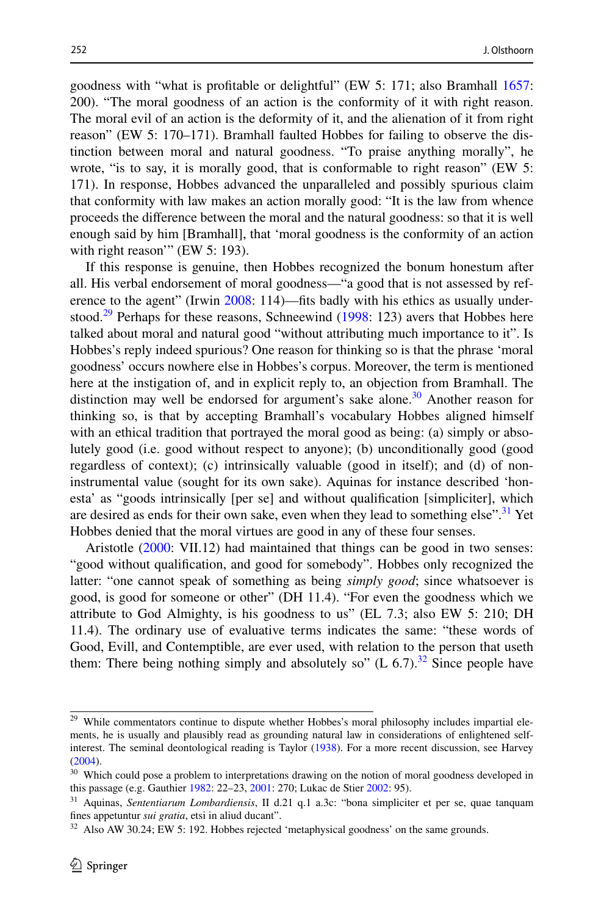goodness with "what is profitable or delightful" (EW 5: 171; also Bramhall 1657: 200). "The moral goodness of an action is the conformity of it with right reason. The moral evil of an action is the deformity of it, and the alienation of it from right reason" (EW 5: 170–171). Bramhall faulted Hobbes for failing to observe the distinction between moral and natural goodness. "To praise anything morally", he wrote, "is to say, it is morally good, that is conformable to right reason" (EW 5: 171). In response, Hobbes advanced the unparalleled and possibly spurious claim that conformity with law makes an action morally good: "It is the law from whence proceeds the difference between the moral and the natural goodness: so that it is well enough said by him [Bramhall], that 'moral goodness is the conformity of an action with right reason'" (EW 5: 193).

If this response is genuine, then Hobbes recognized the bonum honestum after all. His verbal endorsement of moral goodness—"a good that is not assessed by reference to the agent" (Irwin 2008: 114)—fits badly with his ethics as usually understood.[29] Perhaps for these reasons, Schneewind (1998: 123) avers that Hobbes here talked about moral and natural good "without attributing much importance to it". Is Hobbes's reply indeed spurious? One reason for thinking so is that the phrase 'moral goodness' occurs nowhere else in Hobbes's corpus. Moreover, the term is mentioned here at the instigation of, and in explicit reply to, an objection from Bramhall. The distinction may well be endorsed for argument's sake alone.[30] Another reason for thinking so, is that by accepting Bramhall's vocabulary Hobbes aligned himself with an ethical tradition that portrayed the moral good as being: (a) simply or absolutely good (i.e. good without respect to anyone); (b) unconditionally good (good regardless of context); (c) intrinsically valuable (good in itself); and (d) of non-instrumental value (sought for its own sake). Aquinas for instance described 'honesta' as "goods intrinsically [per se] and without qualification [simpliciter], which are desired as ends for their own sake, even when they lead to something else".[31] Yet Hobbes denied that the moral virtues are good in any of these four senses.

Aristotle (2000: VII.12) had maintained that things can be good in two senses: "good without qualification, and good for somebody". Hobbes only recognized the latter: "one cannot speak of something as being *simply good*; since whatsoever is good, is good for someone or other" (DH 11.4). "For even the goodness which we attribute to God Almighty, is his goodness to us" (EL 7.3; also EW 5: 210; DH 11.4). The ordinary use of evaluative terms indicates the same: "these words of Good, Evill, and Contemptible, are ever used, with relation to the person that useth them: There being nothing simply and absolutely so" (L 6.7).[32] Since people have

---

[29] While commentators continue to dispute whether Hobbes's moral philosophy includes impartial elements, he is usually and plausibly read as grounding natural law in considerations of enlightened self-interest. The seminal deontological reading is Taylor (1938). For a more recent discussion, see Harvey (2004).

[30] Which could pose a problem to interpretations drawing on the notion of moral goodness developed in this passage (e.g. Gauthier 1982: 22–23, 2001: 270; Lukac de Stier 2002: 95).

[31] Aquinas, *Sententiarum Lombardiensis*, II d.21 q.1 a.3c: "bona simpliciter et per se, quae tanquam fines appetuntur *sui gratia*, etsi in aliud ducant".

[32] Also AW 30.24; EW 5: 192. Hobbes rejected 'metaphysical goodness' on the same grounds.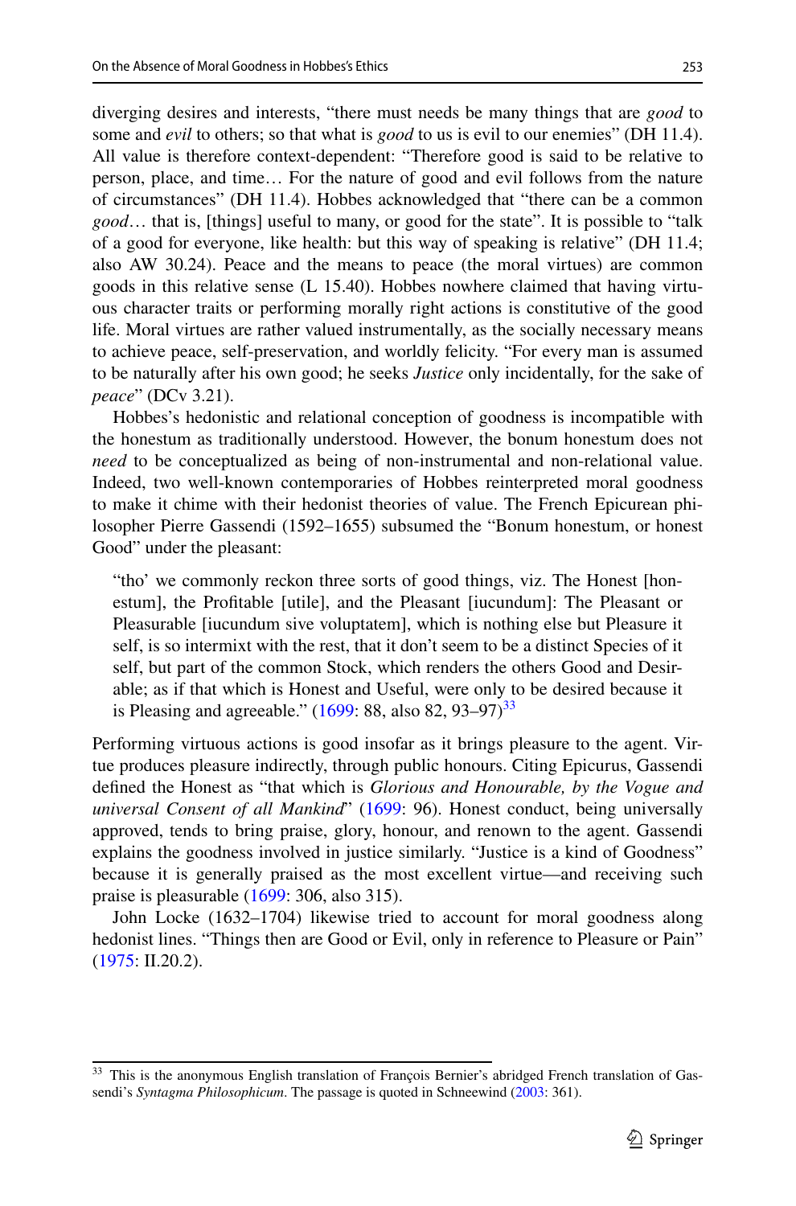diverging desires and interests, "there must needs be many things that are *good* to some and *evil* to others; so that what is *good* to us is evil to our enemies" (DH 11.4). All value is therefore context-dependent: "Therefore good is said to be relative to person, place, and time… For the nature of good and evil follows from the nature of circumstances" (DH 11.4). Hobbes acknowledged that "there can be a common *good*… that is, [things] useful to many, or good for the state". It is possible to "talk of a good for everyone, like health: but this way of speaking is relative" (DH 11.4; also AW 30.24). Peace and the means to peace (the moral virtues) are common goods in this relative sense (L 15.40). Hobbes nowhere claimed that having virtuous character traits or performing morally right actions is constitutive of the good life. Moral virtues are rather valued instrumentally, as the socially necessary means to achieve peace, self-preservation, and worldly felicity. "For every man is assumed to be naturally after his own good; he seeks *Justice* only incidentally, for the sake of *peace*" (DCv 3.21).

Hobbes's hedonistic and relational conception of goodness is incompatible with the honestum as traditionally understood. However, the bonum honestum does not *need* to be conceptualized as being of non-instrumental and non-relational value. Indeed, two well-known contemporaries of Hobbes reinterpreted moral goodness to make it chime with their hedonist theories of value. The French Epicurean philosopher Pierre Gassendi (1592–1655) subsumed the "Bonum honestum, or honest Good" under the pleasant:

> "tho' we commonly reckon three sorts of good things, viz. The Honest [honestum], the Profitable [utile], and the Pleasant [iucundum]: The Pleasant or Pleasurable [iucundum sive voluptatem], which is nothing else but Pleasure it self, is so intermixt with the rest, that it don't seem to be a distinct Species of it self, but part of the common Stock, which renders the others Good and Desirable; as if that which is Honest and Useful, were only to be desired because it is Pleasing and agreeable." (1699: 88, also 82, 93–97)[33]

Performing virtuous actions is good insofar as it brings pleasure to the agent. Virtue produces pleasure indirectly, through public honours. Citing Epicurus, Gassendi defined the Honest as "that which is *Glorious and Honourable, by the Vogue and universal Consent of all Mankind*" (1699: 96). Honest conduct, being universally approved, tends to bring praise, glory, honour, and renown to the agent. Gassendi explains the goodness involved in justice similarly. "Justice is a kind of Goodness" because it is generally praised as the most excellent virtue—and receiving such praise is pleasurable (1699: 306, also 315).

John Locke (1632–1704) likewise tried to account for moral goodness along hedonist lines. "Things then are Good or Evil, only in reference to Pleasure or Pain" (1975: II.20.2).

---

[33] This is the anonymous English translation of François Bernier's abridged French translation of Gassendi's *Syntagma Philosophicum*. The passage is quoted in Schneewind (2003: 361).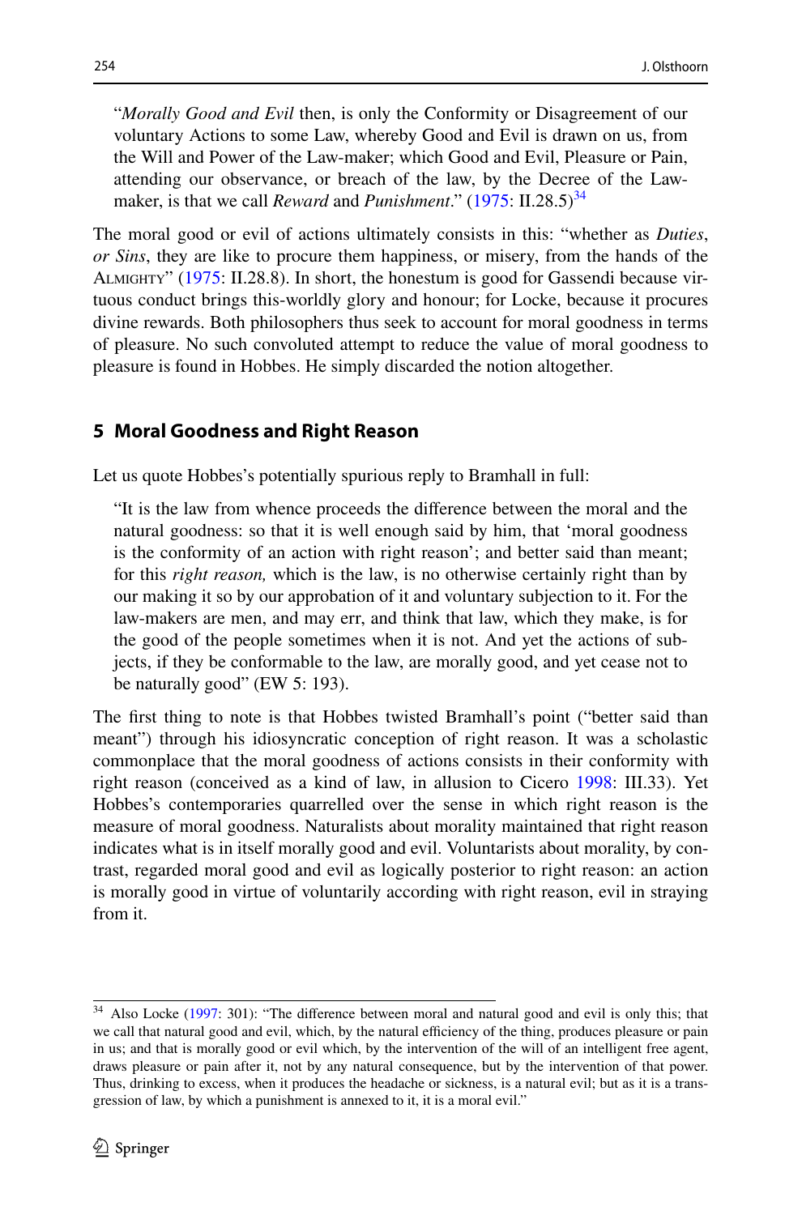> "*Morally Good and Evil* then, is only the Conformity or Disagreement of our voluntary Actions to some Law, whereby Good and Evil is drawn on us, from the Will and Power of the Law-maker; which Good and Evil, Pleasure or Pain, attending our observance, or breach of the law, by the Decree of the Law-maker, is that we call *Reward* and *Punishment*." (1975: II.28.5)[34]

The moral good or evil of actions ultimately consists in this: "whether as *Duties*, *or Sins*, they are like to procure them happiness, or misery, from the hands of the ALMIGHTY" (1975: II.28.8). In short, the honestum is good for Gassendi because virtuous conduct brings this-worldly glory and honour; for Locke, because it procures divine rewards. Both philosophers thus seek to account for moral goodness in terms of pleasure. No such convoluted attempt to reduce the value of moral goodness to pleasure is found in Hobbes. He simply discarded the notion altogether.

## 5 Moral Goodness and Right Reason

Let us quote Hobbes's potentially spurious reply to Bramhall in full:

> "It is the law from whence proceeds the difference between the moral and the natural goodness: so that it is well enough said by him, that 'moral goodness is the conformity of an action with right reason'; and better said than meant; for this *right reason,* which is the law, is no otherwise certainly right than by our making it so by our approbation of it and voluntary subjection to it. For the law-makers are men, and may err, and think that law, which they make, is for the good of the people sometimes when it is not. And yet the actions of subjects, if they be conformable to the law, are morally good, and yet cease not to be naturally good" (EW 5: 193).

The first thing to note is that Hobbes twisted Bramhall's point ("better said than meant") through his idiosyncratic conception of right reason. It was a scholastic commonplace that the moral goodness of actions consists in their conformity with right reason (conceived as a kind of law, in allusion to Cicero 1998: III.33). Yet Hobbes's contemporaries quarrelled over the sense in which right reason is the measure of moral goodness. Naturalists about morality maintained that right reason indicates what is in itself morally good and evil. Voluntarists about morality, by contrast, regarded moral good and evil as logically posterior to right reason: an action is morally good in virtue of voluntarily according with right reason, evil in straying from it.

---

[34] Also Locke (1997: 301): "The difference between moral and natural good and evil is only this; that we call that natural good and evil, which, by the natural efficiency of the thing, produces pleasure or pain in us; and that is morally good or evil which, by the intervention of the will of an intelligent free agent, draws pleasure or pain after it, not by any natural consequence, but by the intervention of that power. Thus, drinking to excess, when it produces the headache or sickness, is a natural evil; but as it is a transgression of law, by which a punishment is annexed to it, it is a moral evil."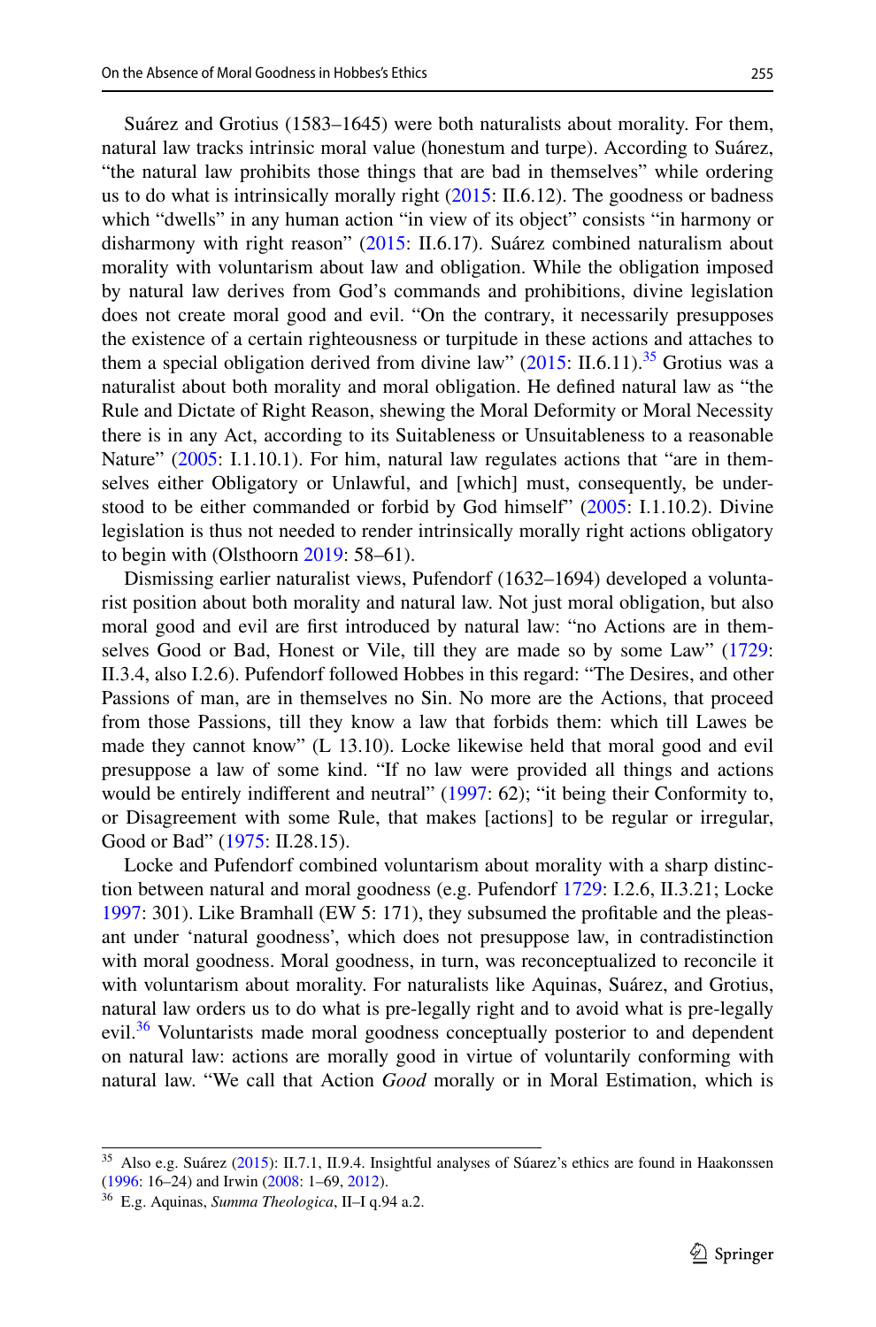Suárez and Grotius (1583–1645) were both naturalists about morality. For them, natural law tracks intrinsic moral value (honestum and turpe). According to Suárez, "the natural law prohibits those things that are bad in themselves" while ordering us to do what is intrinsically morally right (2015: II.6.12). The goodness or badness which "dwells" in any human action "in view of its object" consists "in harmony or disharmony with right reason" (2015: II.6.17). Suárez combined naturalism about morality with voluntarism about law and obligation. While the obligation imposed by natural law derives from God's commands and prohibitions, divine legislation does not create moral good and evil. "On the contrary, it necessarily presupposes the existence of a certain righteousness or turpitude in these actions and attaches to them a special obligation derived from divine law" (2015: II.6.11).[35] Grotius was a naturalist about both morality and moral obligation. He defined natural law as "the Rule and Dictate of Right Reason, shewing the Moral Deformity or Moral Necessity there is in any Act, according to its Suitableness or Unsuitableness to a reasonable Nature" (2005: I.1.10.1). For him, natural law regulates actions that "are in themselves either Obligatory or Unlawful, and [which] must, consequently, be understood to be either commanded or forbid by God himself" (2005: I.1.10.2). Divine legislation is thus not needed to render intrinsically morally right actions obligatory to begin with (Olsthoorn 2019: 58–61).

Dismissing earlier naturalist views, Pufendorf (1632–1694) developed a voluntarist position about both morality and natural law. Not just moral obligation, but also moral good and evil are first introduced by natural law: "no Actions are in themselves Good or Bad, Honest or Vile, till they are made so by some Law" (1729: II.3.4, also I.2.6). Pufendorf followed Hobbes in this regard: "The Desires, and other Passions of man, are in themselves no Sin. No more are the Actions, that proceed from those Passions, till they know a law that forbids them: which till Lawes be made they cannot know" (L 13.10). Locke likewise held that moral good and evil presuppose a law of some kind. "If no law were provided all things and actions would be entirely indifferent and neutral" (1997: 62); "it being their Conformity to, or Disagreement with some Rule, that makes [actions] to be regular or irregular, Good or Bad" (1975: II.28.15).

Locke and Pufendorf combined voluntarism about morality with a sharp distinction between natural and moral goodness (e.g. Pufendorf 1729: I.2.6, II.3.21; Locke 1997: 301). Like Bramhall (EW 5: 171), they subsumed the profitable and the pleasant under 'natural goodness', which does not presuppose law, in contradistinction with moral goodness. Moral goodness, in turn, was reconceptualized to reconcile it with voluntarism about morality. For naturalists like Aquinas, Suárez, and Grotius, natural law orders us to do what is pre-legally right and to avoid what is pre-legally evil.[36] Voluntarists made moral goodness conceptually posterior to and dependent on natural law: actions are morally good in virtue of voluntarily conforming with natural law. "We call that Action *Good* morally or in Moral Estimation, which is

---

[35] Also e.g. Suárez (2015): II.7.1, II.9.4. Insightful analyses of Súarez's ethics are found in Haakonssen (1996: 16–24) and Irwin (2008: 1–69, 2012).

[36] E.g. Aquinas, *Summa Theologica*, II–I q.94 a.2.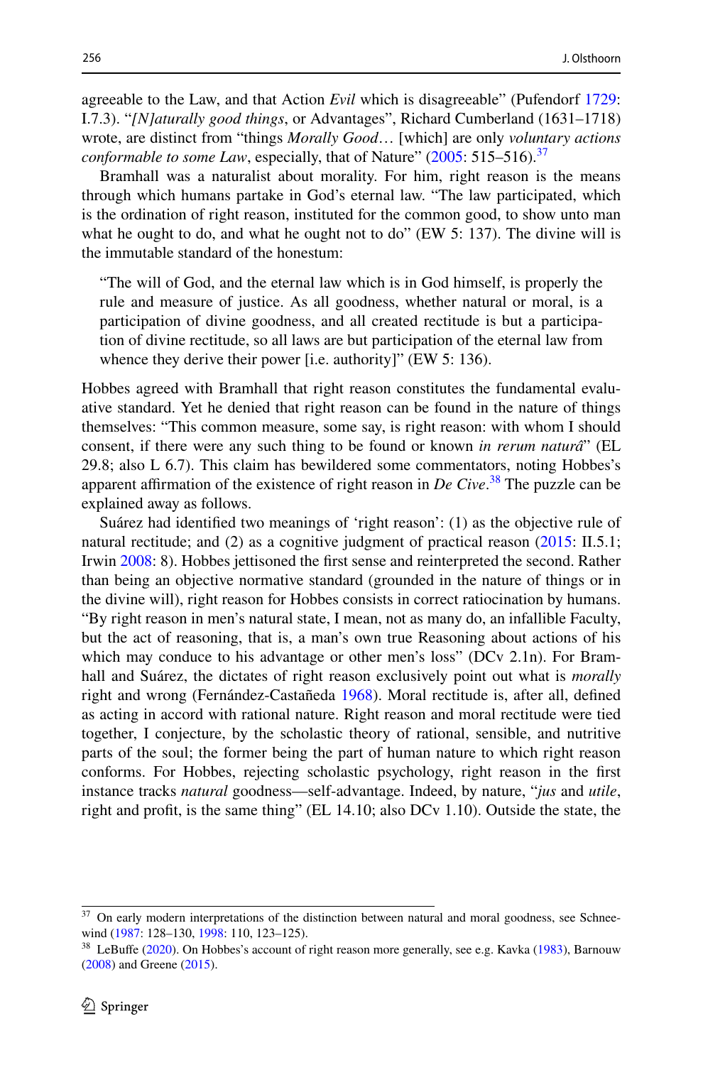agreeable to the Law, and that Action *Evil* which is disagreeable" (Pufendorf 1729: I.7.3). "*[N]aturally good things*, or Advantages", Richard Cumberland (1631–1718) wrote, are distinct from "things *Morally Good*… [which] are only *voluntary actions conformable to some Law*, especially, that of Nature" (2005: 515–516).[37]

Bramhall was a naturalist about morality. For him, right reason is the means through which humans partake in God's eternal law. "The law participated, which is the ordination of right reason, instituted for the common good, to show unto man what he ought to do, and what he ought not to do" (EW 5: 137). The divine will is the immutable standard of the honestum:

> "The will of God, and the eternal law which is in God himself, is properly the rule and measure of justice. As all goodness, whether natural or moral, is a participation of divine goodness, and all created rectitude is but a participation of divine rectitude, so all laws are but participation of the eternal law from whence they derive their power [i.e. authority]" (EW 5: 136).

Hobbes agreed with Bramhall that right reason constitutes the fundamental evaluative standard. Yet he denied that right reason can be found in the nature of things themselves: "This common measure, some say, is right reason: with whom I should consent, if there were any such thing to be found or known *in rerum naturâ*" (EL 29.8; also L 6.7). This claim has bewildered some commentators, noting Hobbes's apparent affirmation of the existence of right reason in *De Cive*.[38] The puzzle can be explained away as follows.

Suárez had identified two meanings of 'right reason': (1) as the objective rule of natural rectitude; and (2) as a cognitive judgment of practical reason (2015: II.5.1; Irwin 2008: 8). Hobbes jettisoned the first sense and reinterpreted the second. Rather than being an objective normative standard (grounded in the nature of things or in the divine will), right reason for Hobbes consists in correct ratiocination by humans. "By right reason in men's natural state, I mean, not as many do, an infallible Faculty, but the act of reasoning, that is, a man's own true Reasoning about actions of his which may conduce to his advantage or other men's loss" (DCv 2.1n). For Bramhall and Suárez, the dictates of right reason exclusively point out what is *morally* right and wrong (Fernández-Castañeda 1968). Moral rectitude is, after all, defined as acting in accord with rational nature. Right reason and moral rectitude were tied together, I conjecture, by the scholastic theory of rational, sensible, and nutritive parts of the soul; the former being the part of human nature to which right reason conforms. For Hobbes, rejecting scholastic psychology, right reason in the first instance tracks *natural* goodness—self-advantage. Indeed, by nature, "*jus* and *utile*, right and profit, is the same thing" (EL 14.10; also DCv 1.10). Outside the state, the

---

[37] On early modern interpretations of the distinction between natural and moral goodness, see Schneewind (1987: 128–130, 1998: 110, 123–125).

[38] LeBuffe (2020). On Hobbes's account of right reason more generally, see e.g. Kavka (1983), Barnouw (2008) and Greene (2015).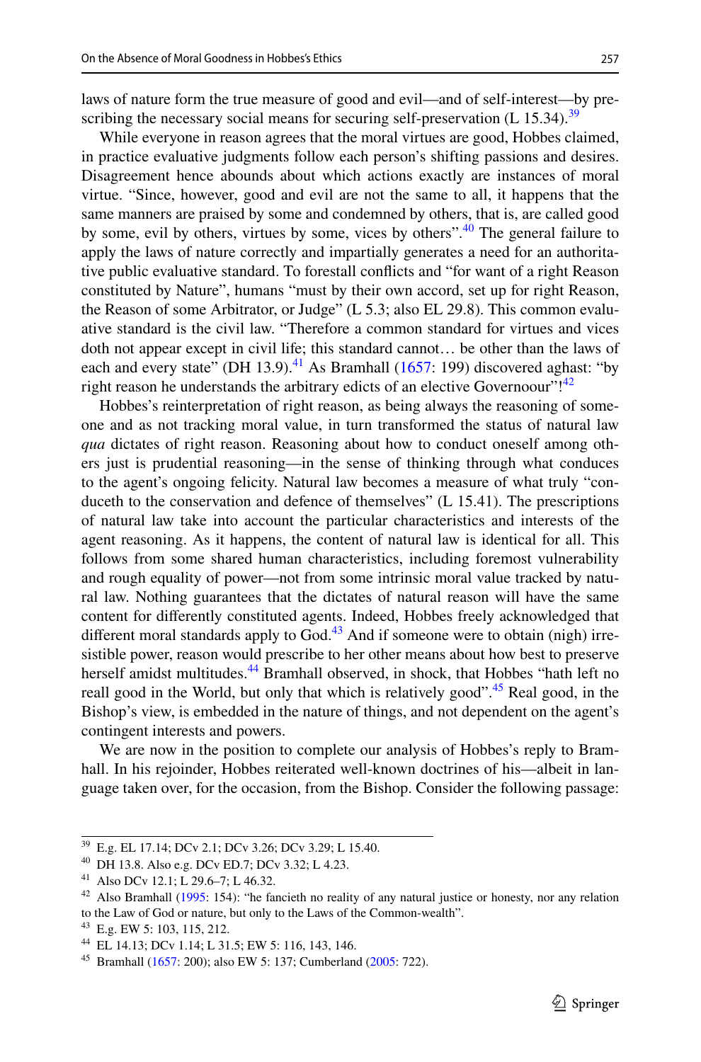laws of nature form the true measure of good and evil—and of self-interest—by prescribing the necessary social means for securing self-preservation (L 15.34).[39]

While everyone in reason agrees that the moral virtues are good, Hobbes claimed, in practice evaluative judgments follow each person's shifting passions and desires. Disagreement hence abounds about which actions exactly are instances of moral virtue. "Since, however, good and evil are not the same to all, it happens that the same manners are praised by some and condemned by others, that is, are called good by some, evil by others, virtues by some, vices by others".[40] The general failure to apply the laws of nature correctly and impartially generates a need for an authoritative public evaluative standard. To forestall conflicts and "for want of a right Reason constituted by Nature", humans "must by their own accord, set up for right Reason, the Reason of some Arbitrator, or Judge" (L 5.3; also EL 29.8). This common evaluative standard is the civil law. "Therefore a common standard for virtues and vices doth not appear except in civil life; this standard cannot… be other than the laws of each and every state" (DH 13.9).[41] As Bramhall (1657: 199) discovered aghast: "by right reason he understands the arbitrary edicts of an elective Governoour"![42]

Hobbes's reinterpretation of right reason, as being always the reasoning of someone and as not tracking moral value, in turn transformed the status of natural law *qua* dictates of right reason. Reasoning about how to conduct oneself among others just is prudential reasoning—in the sense of thinking through what conduces to the agent's ongoing felicity. Natural law becomes a measure of what truly "conduceth to the conservation and defence of themselves" (L 15.41). The prescriptions of natural law take into account the particular characteristics and interests of the agent reasoning. As it happens, the content of natural law is identical for all. This follows from some shared human characteristics, including foremost vulnerability and rough equality of power—not from some intrinsic moral value tracked by natural law. Nothing guarantees that the dictates of natural reason will have the same content for differently constituted agents. Indeed, Hobbes freely acknowledged that different moral standards apply to God.[43] And if someone were to obtain (nigh) irresistible power, reason would prescribe to her other means about how best to preserve herself amidst multitudes.[44] Bramhall observed, in shock, that Hobbes "hath left no reall good in the World, but only that which is relatively good".[45] Real good, in the Bishop's view, is embedded in the nature of things, and not dependent on the agent's contingent interests and powers.

We are now in the position to complete our analysis of Hobbes's reply to Bramhall. In his rejoinder, Hobbes reiterated well-known doctrines of his—albeit in language taken over, for the occasion, from the Bishop. Consider the following passage:

---

[39] E.g. EL 17.14; DCv 2.1; DCv 3.26; DCv 3.29; L 15.40.

[40] DH 13.8. Also e.g. DCv ED.7; DCv 3.32; L 4.23.

[41] Also DCv 12.1; L 29.6–7; L 46.32.

[42] Also Bramhall (1995: 154): "he fancieth no reality of any natural justice or honesty, nor any relation to the Law of God or nature, but only to the Laws of the Common-wealth".

[43] E.g. EW 5: 103, 115, 212.

[44] EL 14.13; DCv 1.14; L 31.5; EW 5: 116, 143, 146.

[45] Bramhall (1657: 200); also EW 5: 137; Cumberland (2005: 722).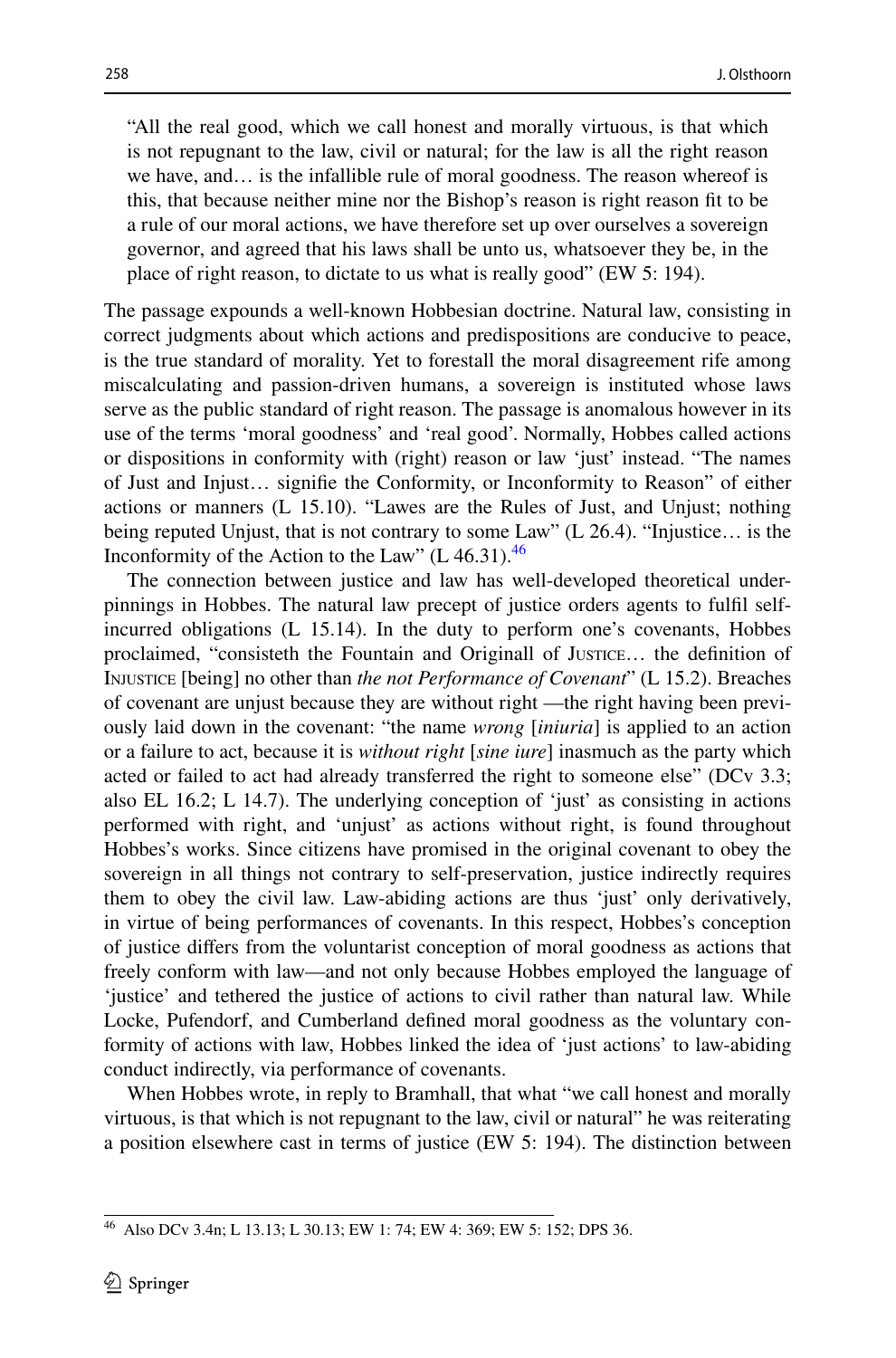> "All the real good, which we call honest and morally virtuous, is that which is not repugnant to the law, civil or natural; for the law is all the right reason we have, and… is the infallible rule of moral goodness. The reason whereof is this, that because neither mine nor the Bishop's reason is right reason fit to be a rule of our moral actions, we have therefore set up over ourselves a sovereign governor, and agreed that his laws shall be unto us, whatsoever they be, in the place of right reason, to dictate to us what is really good" (EW 5: 194).

The passage expounds a well-known Hobbesian doctrine. Natural law, consisting in correct judgments about which actions and predispositions are conducive to peace, is the true standard of morality. Yet to forestall the moral disagreement rife among miscalculating and passion-driven humans, a sovereign is instituted whose laws serve as the public standard of right reason. The passage is anomalous however in its use of the terms 'moral goodness' and 'real good'. Normally, Hobbes called actions or dispositions in conformity with (right) reason or law 'just' instead. "The names of Just and Injust… signifie the Conformity, or Inconformity to Reason" of either actions or manners (L 15.10). "Lawes are the Rules of Just, and Unjust; nothing being reputed Unjust, that is not contrary to some Law" (L 26.4). "Injustice… is the Inconformity of the Action to the Law" (L 46.31).[46]

The connection between justice and law has well-developed theoretical underpinnings in Hobbes. The natural law precept of justice orders agents to fulfil self-incurred obligations (L 15.14). In the duty to perform one's covenants, Hobbes proclaimed, "consisteth the Fountain and Originall of Justice… the definition of Injustice [being] no other than *the not Performance of Covenant*" (L 15.2). Breaches of covenant are unjust because they are without right —the right having been previously laid down in the covenant: "the name *wrong* [*iniuria*] is applied to an action or a failure to act, because it is *without right* [*sine iure*] inasmuch as the party which acted or failed to act had already transferred the right to someone else" (DCv 3.3; also EL 16.2; L 14.7). The underlying conception of 'just' as consisting in actions performed with right, and 'unjust' as actions without right, is found throughout Hobbes's works. Since citizens have promised in the original covenant to obey the sovereign in all things not contrary to self-preservation, justice indirectly requires them to obey the civil law. Law-abiding actions are thus 'just' only derivatively, in virtue of being performances of covenants. In this respect, Hobbes's conception of justice differs from the voluntarist conception of moral goodness as actions that freely conform with law—and not only because Hobbes employed the language of 'justice' and tethered the justice of actions to civil rather than natural law. While Locke, Pufendorf, and Cumberland defined moral goodness as the voluntary conformity of actions with law, Hobbes linked the idea of 'just actions' to law-abiding conduct indirectly, via performance of covenants.

When Hobbes wrote, in reply to Bramhall, that what "we call honest and morally virtuous, is that which is not repugnant to the law, civil or natural" he was reiterating a position elsewhere cast in terms of justice (EW 5: 194). The distinction between

[46] Also DCv 3.4n; L 13.13; L 30.13; EW 1: 74; EW 4: 369; EW 5: 152; DPS 36.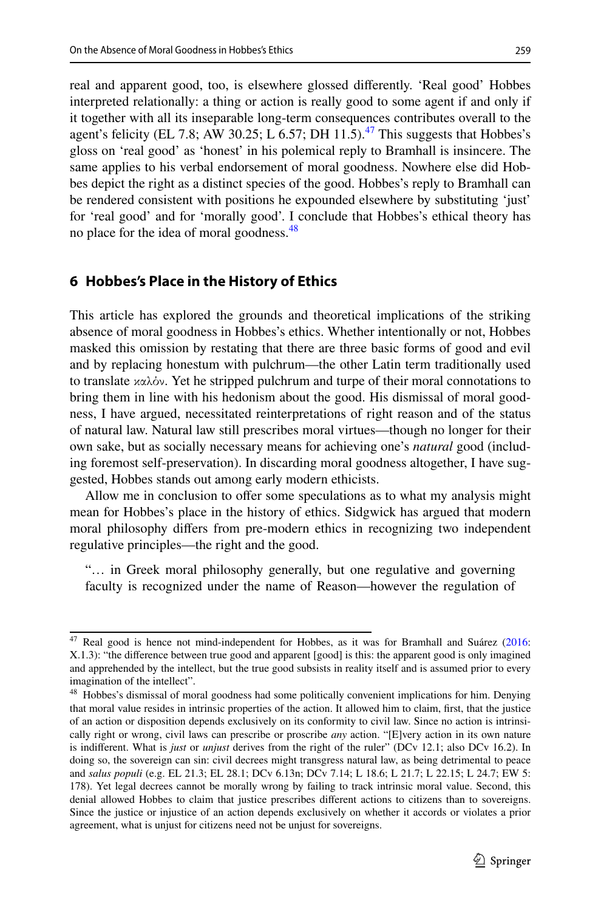real and apparent good, too, is elsewhere glossed differently. 'Real good' Hobbes interpreted relationally: a thing or action is really good to some agent if and only if it together with all its inseparable long-term consequences contributes overall to the agent's felicity (EL 7.8; AW 30.25; L 6.57; DH 11.5).[47] This suggests that Hobbes's gloss on 'real good' as 'honest' in his polemical reply to Bramhall is insincere. The same applies to his verbal endorsement of moral goodness. Nowhere else did Hobbes depict the right as a distinct species of the good. Hobbes's reply to Bramhall can be rendered consistent with positions he expounded elsewhere by substituting 'just' for 'real good' and for 'morally good'. I conclude that Hobbes's ethical theory has no place for the idea of moral goodness.[48]

## 6 Hobbes's Place in the History of Ethics

This article has explored the grounds and theoretical implications of the striking absence of moral goodness in Hobbes's ethics. Whether intentionally or not, Hobbes masked this omission by restating that there are three basic forms of good and evil and by replacing honestum with pulchrum—the other Latin term traditionally used to translate καλόν. Yet he stripped pulchrum and turpe of their moral connotations to bring them in line with his hedonism about the good. His dismissal of moral goodness, I have argued, necessitated reinterpretations of right reason and of the status of natural law. Natural law still prescribes moral virtues—though no longer for their own sake, but as socially necessary means for achieving one's *natural* good (including foremost self-preservation). In discarding moral goodness altogether, I have suggested, Hobbes stands out among early modern ethicists.

Allow me in conclusion to offer some speculations as to what my analysis might mean for Hobbes's place in the history of ethics. Sidgwick has argued that modern moral philosophy differs from pre-modern ethics in recognizing two independent regulative principles—the right and the good.

> "… in Greek moral philosophy generally, but one regulative and governing faculty is recognized under the name of Reason—however the regulation of

---

[47] Real good is hence not mind-independent for Hobbes, as it was for Bramhall and Suárez (2016: X.1.3): "the difference between true good and apparent [good] is this: the apparent good is only imagined and apprehended by the intellect, but the true good subsists in reality itself and is assumed prior to every imagination of the intellect".

[48] Hobbes's dismissal of moral goodness had some politically convenient implications for him. Denying that moral value resides in intrinsic properties of the action. It allowed him to claim, first, that the justice of an action or disposition depends exclusively on its conformity to civil law. Since no action is intrinsically right or wrong, civil laws can prescribe or proscribe *any* action. "[E]very action in its own nature is indifferent. What is *just* or *unjust* derives from the right of the ruler" (DCv 12.1; also DCv 16.2). In doing so, the sovereign can sin: civil decrees might transgress natural law, as being detrimental to peace and *salus populi* (e.g. EL 21.3; EL 28.1; DCv 6.13n; DCv 7.14; L 18.6; L 21.7; L 22.15; L 24.7; EW 5: 178). Yet legal decrees cannot be morally wrong by failing to track intrinsic moral value. Second, this denial allowed Hobbes to claim that justice prescribes different actions to citizens than to sovereigns. Since the justice or injustice of an action depends exclusively on whether it accords or violates a prior agreement, what is unjust for citizens need not be unjust for sovereigns.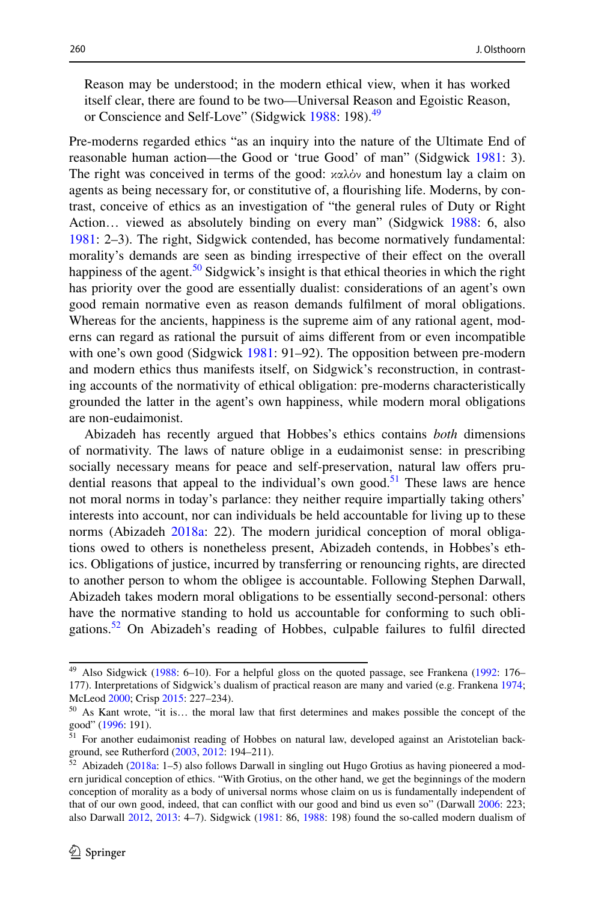> Reason may be understood; in the modern ethical view, when it has worked itself clear, there are found to be two—Universal Reason and Egoistic Reason, or Conscience and Self-Love" (Sidgwick 1988: 198).[49]

Pre-moderns regarded ethics "as an inquiry into the nature of the Ultimate End of reasonable human action—the Good or 'true Good' of man" (Sidgwick 1981: 3). The right was conceived in terms of the good: καλὸν and honestum lay a claim on agents as being necessary for, or constitutive of, a flourishing life. Moderns, by contrast, conceive of ethics as an investigation of "the general rules of Duty or Right Action… viewed as absolutely binding on every man" (Sidgwick 1988: 6, also 1981: 2–3). The right, Sidgwick contended, has become normatively fundamental: morality's demands are seen as binding irrespective of their effect on the overall happiness of the agent.[50] Sidgwick's insight is that ethical theories in which the right has priority over the good are essentially dualist: considerations of an agent's own good remain normative even as reason demands fulfilment of moral obligations. Whereas for the ancients, happiness is the supreme aim of any rational agent, moderns can regard as rational the pursuit of aims different from or even incompatible with one's own good (Sidgwick 1981: 91–92). The opposition between pre-modern and modern ethics thus manifests itself, on Sidgwick's reconstruction, in contrasting accounts of the normativity of ethical obligation: pre-moderns characteristically grounded the latter in the agent's own happiness, while modern moral obligations are non-eudaimonist.

Abizadeh has recently argued that Hobbes's ethics contains *both* dimensions of normativity. The laws of nature oblige in a eudaimonist sense: in prescribing socially necessary means for peace and self-preservation, natural law offers prudential reasons that appeal to the individual's own good.[51] These laws are hence not moral norms in today's parlance: they neither require impartially taking others' interests into account, nor can individuals be held accountable for living up to these norms (Abizadeh 2018a: 22). The modern juridical conception of moral obligations owed to others is nonetheless present, Abizadeh contends, in Hobbes's ethics. Obligations of justice, incurred by transferring or renouncing rights, are directed to another person to whom the obligee is accountable. Following Stephen Darwall, Abizadeh takes modern moral obligations to be essentially second-personal: others have the normative standing to hold us accountable for conforming to such obligations.[52] On Abizadeh's reading of Hobbes, culpable failures to fulfil directed

---

[49] Also Sidgwick (1988: 6–10). For a helpful gloss on the quoted passage, see Frankena (1992: 176–177). Interpretations of Sidgwick's dualism of practical reason are many and varied (e.g. Frankena 1974; McLeod 2000; Crisp 2015: 227–234).

[50] As Kant wrote, "it is… the moral law that first determines and makes possible the concept of the good" (1996: 191).

[51] For another eudaimonist reading of Hobbes on natural law, developed against an Aristotelian background, see Rutherford (2003, 2012: 194–211).

[52] Abizadeh (2018a: 1–5) also follows Darwall in singling out Hugo Grotius as having pioneered a modern juridical conception of ethics. "With Grotius, on the other hand, we get the beginnings of the modern conception of morality as a body of universal norms whose claim on us is fundamentally independent of that of our own good, indeed, that can conflict with our good and bind us even so" (Darwall 2006: 223; also Darwall 2012, 2013: 4–7). Sidgwick (1981: 86, 1988: 198) found the so-called modern dualism of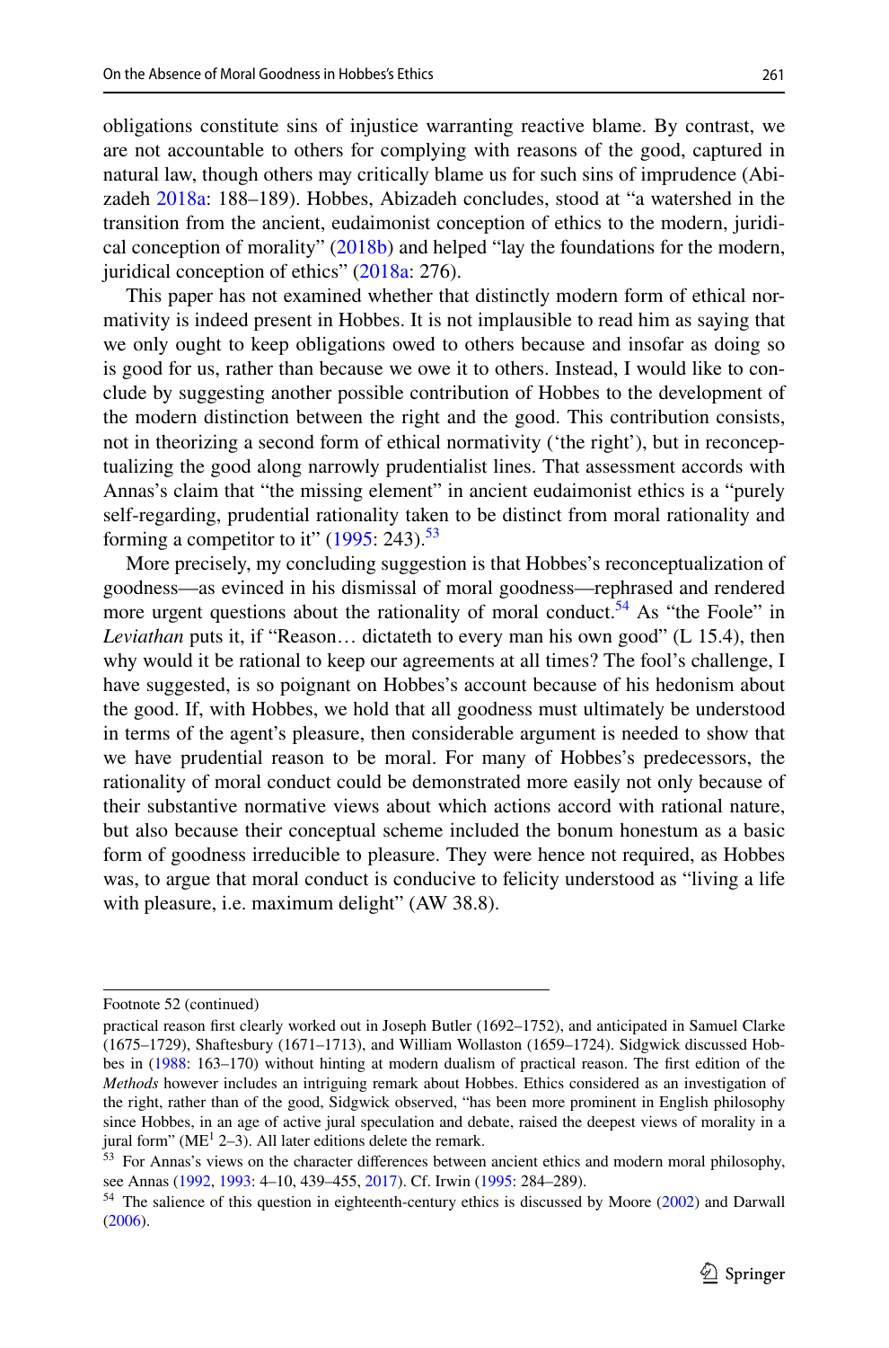obligations constitute sins of injustice warranting reactive blame. By contrast, we are not accountable to others for complying with reasons of the good, captured in natural law, though others may critically blame us for such sins of imprudence (Abizadeh 2018a: 188–189). Hobbes, Abizadeh concludes, stood at "a watershed in the transition from the ancient, eudaimonist conception of ethics to the modern, juridical conception of morality" (2018b) and helped "lay the foundations for the modern, juridical conception of ethics" (2018a: 276).

This paper has not examined whether that distinctly modern form of ethical normativity is indeed present in Hobbes. It is not implausible to read him as saying that we only ought to keep obligations owed to others because and insofar as doing so is good for us, rather than because we owe it to others. Instead, I would like to conclude by suggesting another possible contribution of Hobbes to the development of the modern distinction between the right and the good. This contribution consists, not in theorizing a second form of ethical normativity ('the right'), but in reconceptualizing the good along narrowly prudentialist lines. That assessment accords with Annas's claim that "the missing element" in ancient eudaimonist ethics is a "purely self-regarding, prudential rationality taken to be distinct from moral rationality and forming a competitor to it" (1995: 243).[53]

More precisely, my concluding suggestion is that Hobbes's reconceptualization of goodness—as evinced in his dismissal of moral goodness—rephrased and rendered more urgent questions about the rationality of moral conduct.[54] As "the Foole" in *Leviathan* puts it, if "Reason… dictateth to every man his own good" (L 15.4), then why would it be rational to keep our agreements at all times? The fool's challenge, I have suggested, is so poignant on Hobbes's account because of his hedonism about the good. If, with Hobbes, we hold that all goodness must ultimately be understood in terms of the agent's pleasure, then considerable argument is needed to show that we have prudential reason to be moral. For many of Hobbes's predecessors, the rationality of moral conduct could be demonstrated more easily not only because of their substantive normative views about which actions accord with rational nature, but also because their conceptual scheme included the bonum honestum as a basic form of goodness irreducible to pleasure. They were hence not required, as Hobbes was, to argue that moral conduct is conducive to felicity understood as "living a life with pleasure, i.e. maximum delight" (AW 38.8).

---

Footnote 52 (continued)

practical reason first clearly worked out in Joseph Butler (1692–1752), and anticipated in Samuel Clarke (1675–1729), Shaftesbury (1671–1713), and William Wollaston (1659–1724). Sidgwick discussed Hobbes in (1988: 163–170) without hinting at modern dualism of practical reason. The first edition of the *Methods* however includes an intriguing remark about Hobbes. Ethics considered as an investigation of the right, rather than of the good, Sidgwick observed, "has been more prominent in English philosophy since Hobbes, in an age of active jural speculation and debate, raised the deepest views of morality in a jural form" (ME[1] 2–3). All later editions delete the remark.

[53] For Annas's views on the character differences between ancient ethics and modern moral philosophy, see Annas (1992, 1993: 4–10, 439–455, 2017). Cf. Irwin (1995: 284–289).

[54] The salience of this question in eighteenth-century ethics is discussed by Moore (2002) and Darwall (2006).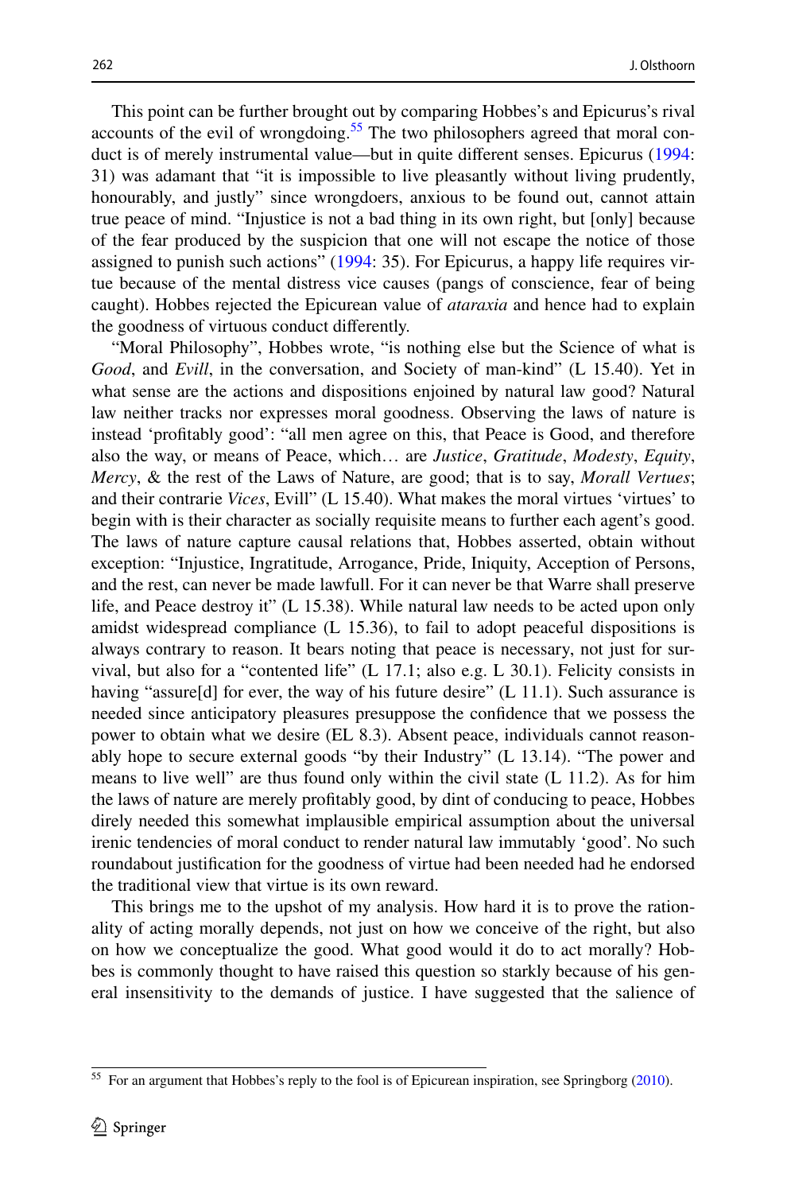This point can be further brought out by comparing Hobbes's and Epicurus's rival accounts of the evil of wrongdoing.[55] The two philosophers agreed that moral conduct is of merely instrumental value—but in quite different senses. Epicurus (1994: 31) was adamant that "it is impossible to live pleasantly without living prudently, honourably, and justly" since wrongdoers, anxious to be found out, cannot attain true peace of mind. "Injustice is not a bad thing in its own right, but [only] because of the fear produced by the suspicion that one will not escape the notice of those assigned to punish such actions" (1994: 35). For Epicurus, a happy life requires virtue because of the mental distress vice causes (pangs of conscience, fear of being caught). Hobbes rejected the Epicurean value of *ataraxia* and hence had to explain the goodness of virtuous conduct differently.

"Moral Philosophy", Hobbes wrote, "is nothing else but the Science of what is *Good*, and *Evill*, in the conversation, and Society of man-kind" (L 15.40). Yet in what sense are the actions and dispositions enjoined by natural law good? Natural law neither tracks nor expresses moral goodness. Observing the laws of nature is instead 'profitably good': "all men agree on this, that Peace is Good, and therefore also the way, or means of Peace, which… are *Justice*, *Gratitude*, *Modesty*, *Equity*, *Mercy*, & the rest of the Laws of Nature, are good; that is to say, *Morall Vertues*; and their contrarie *Vices*, Evill" (L 15.40). What makes the moral virtues 'virtues' to begin with is their character as socially requisite means to further each agent's good. The laws of nature capture causal relations that, Hobbes asserted, obtain without exception: "Injustice, Ingratitude, Arrogance, Pride, Iniquity, Acception of Persons, and the rest, can never be made lawfull. For it can never be that Warre shall preserve life, and Peace destroy it" (L 15.38). While natural law needs to be acted upon only amidst widespread compliance (L 15.36), to fail to adopt peaceful dispositions is always contrary to reason. It bears noting that peace is necessary, not just for survival, but also for a "contented life" (L 17.1; also e.g. L 30.1). Felicity consists in having "assure[d] for ever, the way of his future desire" (L 11.1). Such assurance is needed since anticipatory pleasures presuppose the confidence that we possess the power to obtain what we desire (EL 8.3). Absent peace, individuals cannot reasonably hope to secure external goods "by their Industry" (L 13.14). "The power and means to live well" are thus found only within the civil state (L 11.2). As for him the laws of nature are merely profitably good, by dint of conducing to peace, Hobbes direly needed this somewhat implausible empirical assumption about the universal irenic tendencies of moral conduct to render natural law immutably 'good'. No such roundabout justification for the goodness of virtue had been needed had he endorsed the traditional view that virtue is its own reward.

This brings me to the upshot of my analysis. How hard it is to prove the rationality of acting morally depends, not just on how we conceive of the right, but also on how we conceptualize the good. What good would it do to act morally? Hobbes is commonly thought to have raised this question so starkly because of his general insensitivity to the demands of justice. I have suggested that the salience of

[55] For an argument that Hobbes's reply to the fool is of Epicurean inspiration, see Springborg (2010).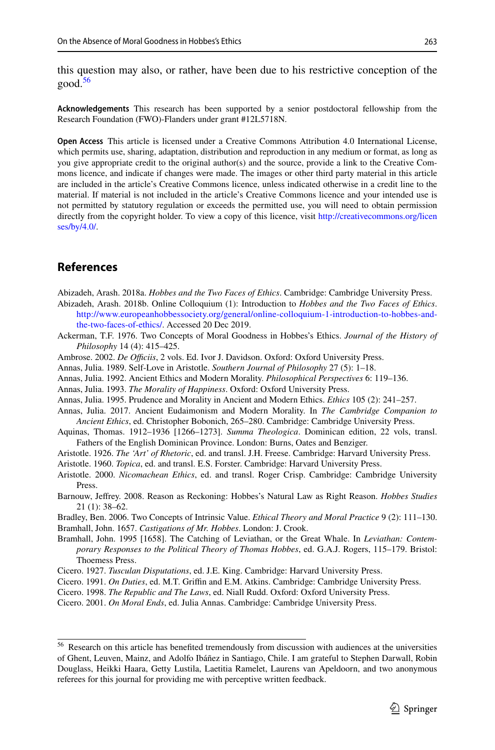this question may also, or rather, have been due to his restrictive conception of the good.[56]

**Acknowledgements** This research has been supported by a senior postdoctoral fellowship from the Research Foundation (FWO)-Flanders under grant #12L5718N.

**Open Access** This article is licensed under a Creative Commons Attribution 4.0 International License, which permits use, sharing, adaptation, distribution and reproduction in any medium or format, as long as you give appropriate credit to the original author(s) and the source, provide a link to the Creative Commons licence, and indicate if changes were made. The images or other third party material in this article are included in the article's Creative Commons licence, unless indicated otherwise in a credit line to the material. If material is not included in the article's Creative Commons licence and your intended use is not permitted by statutory regulation or exceeds the permitted use, you will need to obtain permission directly from the copyright holder. To view a copy of this licence, visit http://creativecommons.org/licenses/by/4.0/.

## References

Abizadeh, Arash. 2018a. *Hobbes and the Two Faces of Ethics*. Cambridge: Cambridge University Press.

Abizadeh, Arash. 2018b. Online Colloquium (1): Introduction to *Hobbes and the Two Faces of Ethics*. http://www.europeanhobbessociety.org/general/online-colloquium-1-introduction-to-hobbes-and-the-two-faces-of-ethics/. Accessed 20 Dec 2019.

Ackerman, T.F. 1976. Two Concepts of Moral Goodness in Hobbes's Ethics. *Journal of the History of Philosophy* 14 (4): 415–425.

Ambrose. 2002. *De Officiis*, 2 vols. Ed. Ivor J. Davidson. Oxford: Oxford University Press.

Annas, Julia. 1989. Self-Love in Aristotle. *Southern Journal of Philosophy* 27 (5): 1–18.

Annas, Julia. 1992. Ancient Ethics and Modern Morality. *Philosophical Perspectives* 6: 119–136.

Annas, Julia. 1993. *The Morality of Happiness*. Oxford: Oxford University Press.

Annas, Julia. 1995. Prudence and Morality in Ancient and Modern Ethics. *Ethics* 105 (2): 241–257.

Annas, Julia. 2017. Ancient Eudaimonism and Modern Morality. In *The Cambridge Companion to Ancient Ethics*, ed. Christopher Bobonich, 265–280. Cambridge: Cambridge University Press.

Aquinas, Thomas. 1912–1936 [1266–1273]. *Summa Theologica*. Dominican edition, 22 vols, transl. Fathers of the English Dominican Province. London: Burns, Oates and Benziger.

Aristotle. 1926. *The 'Art' of Rhetoric*, ed. and transl. J.H. Freese. Cambridge: Harvard University Press.

Aristotle. 1960. *Topica*, ed. and transl. E.S. Forster. Cambridge: Harvard University Press.

Aristotle. 2000. *Nicomachean Ethics*, ed. and transl. Roger Crisp. Cambridge: Cambridge University Press.

Barnouw, Jeffrey. 2008. Reason as Reckoning: Hobbes's Natural Law as Right Reason. *Hobbes Studies* 21 (1): 38–62.

Bradley, Ben. 2006. Two Concepts of Intrinsic Value. *Ethical Theory and Moral Practice* 9 (2): 111–130.

Bramhall, John. 1657. *Castigations of Mr. Hobbes*. London: J. Crook.

Bramhall, John. 1995 [1658]. The Catching of Leviathan, or the Great Whale. In *Leviathan: Contemporary Responses to the Political Theory of Thomas Hobbes*, ed. G.A.J. Rogers, 115–179. Bristol: Thoemess Press.

Cicero. 1927. *Tusculan Disputations*, ed. J.E. King. Cambridge: Harvard University Press.

Cicero. 1991. *On Duties*, ed. M.T. Griffin and E.M. Atkins. Cambridge: Cambridge University Press.

Cicero. 1998. *The Republic and The Laws*, ed. Niall Rudd. Oxford: Oxford University Press.

Cicero. 2001. *On Moral Ends*, ed. Julia Annas. Cambridge: Cambridge University Press.

---

[56] Research on this article has benefited tremendously from discussion with audiences at the universities of Ghent, Leuven, Mainz, and Adolfo Ibáñez in Santiago, Chile. I am grateful to Stephen Darwall, Robin Douglass, Heikki Haara, Getty Lustila, Laetitia Ramelet, Laurens van Apeldoorn, and two anonymous referees for this journal for providing me with perceptive written feedback.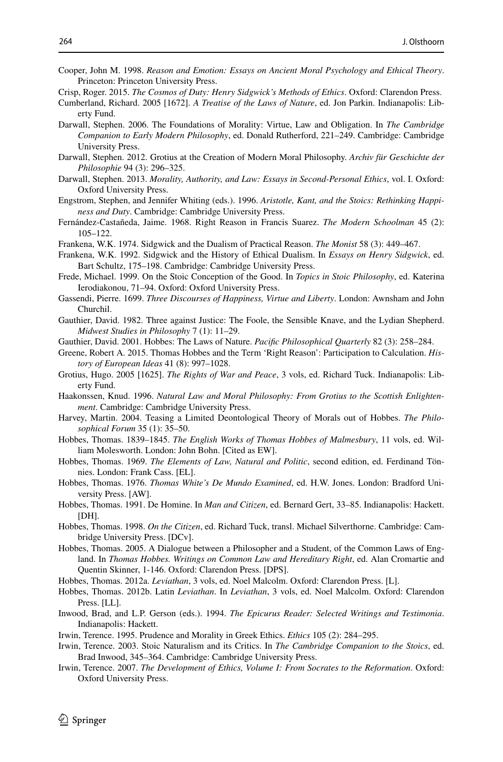Cooper, John M. 1998. *Reason and Emotion: Essays on Ancient Moral Psychology and Ethical Theory*. Princeton: Princeton University Press.

Crisp, Roger. 2015. *The Cosmos of Duty: Henry Sidgwick's Methods of Ethics*. Oxford: Clarendon Press.

Cumberland, Richard. 2005 [1672]. *A Treatise of the Laws of Nature*, ed. Jon Parkin. Indianapolis: Liberty Fund.

Darwall, Stephen. 2006. The Foundations of Morality: Virtue, Law and Obligation. In *The Cambridge Companion to Early Modern Philosophy*, ed. Donald Rutherford, 221–249. Cambridge: Cambridge University Press.

Darwall, Stephen. 2012. Grotius at the Creation of Modern Moral Philosophy. *Archiv für Geschichte der Philosophie* 94 (3): 296–325.

Darwall, Stephen. 2013. *Morality, Authority, and Law: Essays in Second-Personal Ethics*, vol. I. Oxford: Oxford University Press.

Engstrom, Stephen, and Jennifer Whiting (eds.). 1996. *Aristotle, Kant, and the Stoics: Rethinking Happiness and Duty*. Cambridge: Cambridge University Press.

Fernández-Castañeda, Jaime. 1968. Right Reason in Francis Suarez. *The Modern Schoolman* 45 (2): 105–122.

Frankena, W.K. 1974. Sidgwick and the Dualism of Practical Reason. *The Monist* 58 (3): 449–467.

Frankena, W.K. 1992. Sidgwick and the History of Ethical Dualism. In *Essays on Henry Sidgwick*, ed. Bart Schultz, 175–198. Cambridge: Cambridge University Press.

Frede, Michael. 1999. On the Stoic Conception of the Good. In *Topics in Stoic Philosophy*, ed. Katerina Ierodiakonou, 71–94. Oxford: Oxford University Press.

Gassendi, Pierre. 1699. *Three Discourses of Happiness, Virtue and Liberty*. London: Awnsham and John Churchil.

Gauthier, David. 1982. Three against Justice: The Foole, the Sensible Knave, and the Lydian Shepherd. *Midwest Studies in Philosophy* 7 (1): 11–29.

Gauthier, David. 2001. Hobbes: The Laws of Nature. *Pacific Philosophical Quarterly* 82 (3): 258–284.

Greene, Robert A. 2015. Thomas Hobbes and the Term 'Right Reason': Participation to Calculation. *History of European Ideas* 41 (8): 997–1028.

Grotius, Hugo. 2005 [1625]. *The Rights of War and Peace*, 3 vols, ed. Richard Tuck. Indianapolis: Liberty Fund.

Haakonssen, Knud. 1996. *Natural Law and Moral Philosophy: From Grotius to the Scottish Enlightenment*. Cambridge: Cambridge University Press.

Harvey, Martin. 2004. Teasing a Limited Deontological Theory of Morals out of Hobbes. *The Philosophical Forum* 35 (1): 35–50.

Hobbes, Thomas. 1839–1845. *The English Works of Thomas Hobbes of Malmesbury*, 11 vols, ed. William Molesworth. London: John Bohn. [Cited as EW].

Hobbes, Thomas. 1969. *The Elements of Law, Natural and Politic*, second edition, ed. Ferdinand Tönnies. London: Frank Cass. [EL].

Hobbes, Thomas. 1976. *Thomas White's De Mundo Examined*, ed. H.W. Jones. London: Bradford University Press. [AW].

Hobbes, Thomas. 1991. De Homine. In *Man and Citizen*, ed. Bernard Gert, 33–85. Indianapolis: Hackett. [DH].

Hobbes, Thomas. 1998. *On the Citizen*, ed. Richard Tuck, transl. Michael Silverthorne. Cambridge: Cambridge University Press. [DCv].

Hobbes, Thomas. 2005. A Dialogue between a Philosopher and a Student, of the Common Laws of England. In *Thomas Hobbes. Writings on Common Law and Hereditary Right*, ed. Alan Cromartie and Quentin Skinner, 1-146. Oxford: Clarendon Press. [DPS].

Hobbes, Thomas. 2012a. *Leviathan*, 3 vols, ed. Noel Malcolm. Oxford: Clarendon Press. [L].

Hobbes, Thomas. 2012b. Latin *Leviathan*. In *Leviathan*, 3 vols, ed. Noel Malcolm. Oxford: Clarendon Press. [LL].

Inwood, Brad, and L.P. Gerson (eds.). 1994. *The Epicurus Reader: Selected Writings and Testimonia*. Indianapolis: Hackett.

Irwin, Terence. 1995. Prudence and Morality in Greek Ethics. *Ethics* 105 (2): 284–295.

Irwin, Terence. 2003. Stoic Naturalism and its Critics. In *The Cambridge Companion to the Stoics*, ed. Brad Inwood, 345–364. Cambridge: Cambridge University Press.

Irwin, Terence. 2007. *The Development of Ethics, Volume I: From Socrates to the Reformation*. Oxford: Oxford University Press.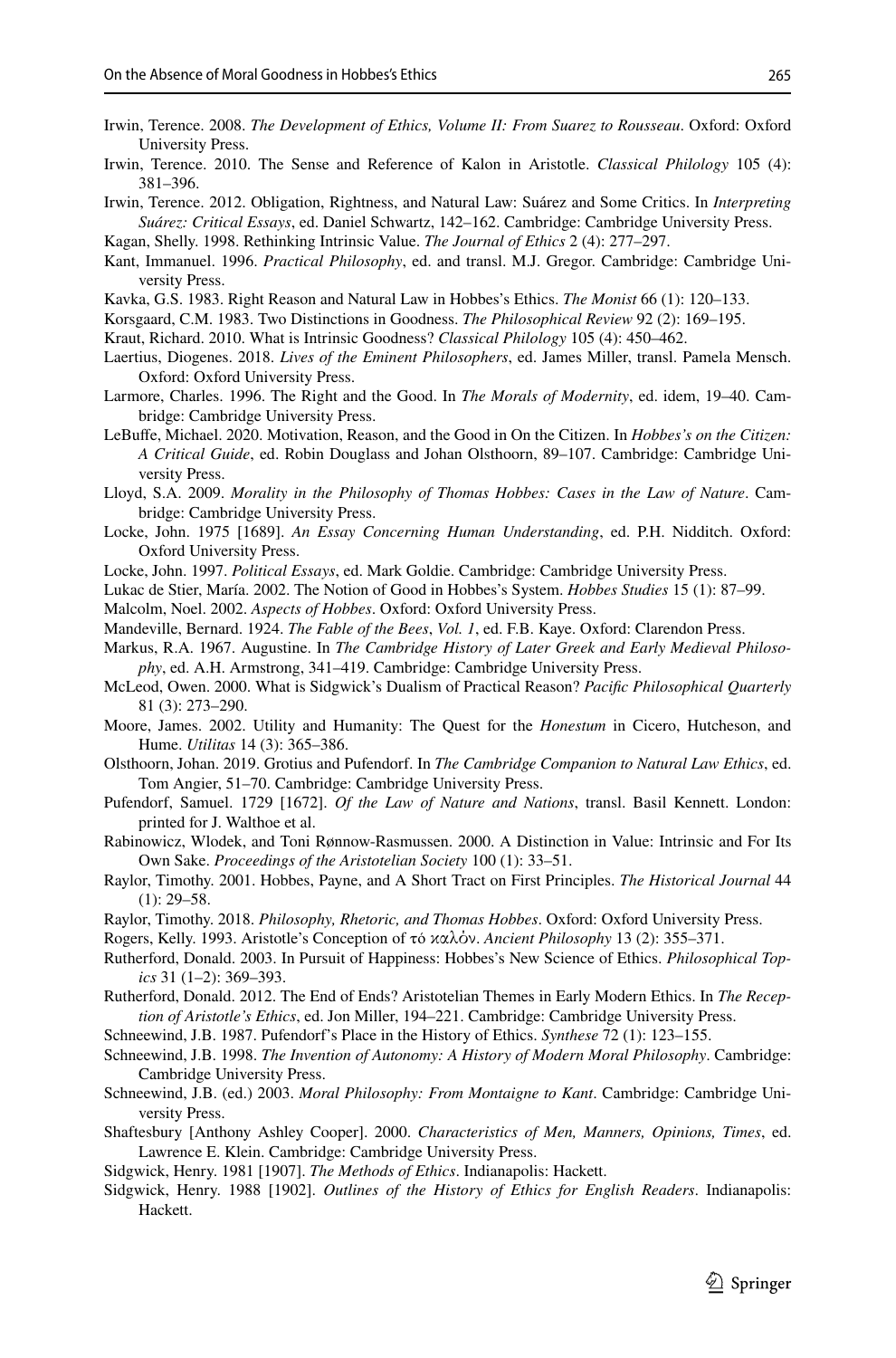Irwin, Terence. 2008. *The Development of Ethics, Volume II: From Suarez to Rousseau*. Oxford: Oxford University Press.

Irwin, Terence. 2010. The Sense and Reference of Kalon in Aristotle. *Classical Philology* 105 (4): 381–396.

Irwin, Terence. 2012. Obligation, Rightness, and Natural Law: Suárez and Some Critics. In *Interpreting Suárez: Critical Essays*, ed. Daniel Schwartz, 142–162. Cambridge: Cambridge University Press.

Kagan, Shelly. 1998. Rethinking Intrinsic Value. *The Journal of Ethics* 2 (4): 277–297.

Kant, Immanuel. 1996. *Practical Philosophy*, ed. and transl. M.J. Gregor. Cambridge: Cambridge University Press.

Kavka, G.S. 1983. Right Reason and Natural Law in Hobbes's Ethics. *The Monist* 66 (1): 120–133.

Korsgaard, C.M. 1983. Two Distinctions in Goodness. *The Philosophical Review* 92 (2): 169–195.

Kraut, Richard. 2010. What is Intrinsic Goodness? *Classical Philology* 105 (4): 450–462.

Laertius, Diogenes. 2018. *Lives of the Eminent Philosophers*, ed. James Miller, transl. Pamela Mensch. Oxford: Oxford University Press.

Larmore, Charles. 1996. The Right and the Good. In *The Morals of Modernity*, ed. idem, 19–40. Cambridge: Cambridge University Press.

LeBuffe, Michael. 2020. Motivation, Reason, and the Good in On the Citizen. In *Hobbes's on the Citizen: A Critical Guide*, ed. Robin Douglass and Johan Olsthoorn, 89–107. Cambridge: Cambridge University Press.

Lloyd, S.A. 2009. *Morality in the Philosophy of Thomas Hobbes: Cases in the Law of Nature*. Cambridge: Cambridge University Press.

Locke, John. 1975 [1689]. *An Essay Concerning Human Understanding*, ed. P.H. Nidditch. Oxford: Oxford University Press.

Locke, John. 1997. *Political Essays*, ed. Mark Goldie. Cambridge: Cambridge University Press.

Lukac de Stier, María. 2002. The Notion of Good in Hobbes's System. *Hobbes Studies* 15 (1): 87–99.

Malcolm, Noel. 2002. *Aspects of Hobbes*. Oxford: Oxford University Press.

Mandeville, Bernard. 1924. *The Fable of the Bees*, *Vol. 1*, ed. F.B. Kaye. Oxford: Clarendon Press.

Markus, R.A. 1967. Augustine. In *The Cambridge History of Later Greek and Early Medieval Philosophy*, ed. A.H. Armstrong, 341–419. Cambridge: Cambridge University Press.

McLeod, Owen. 2000. What is Sidgwick's Dualism of Practical Reason? *Pacific Philosophical Quarterly* 81 (3): 273–290.

Moore, James. 2002. Utility and Humanity: The Quest for the *Honestum* in Cicero, Hutcheson, and Hume. *Utilitas* 14 (3): 365–386.

Olsthoorn, Johan. 2019. Grotius and Pufendorf. In *The Cambridge Companion to Natural Law Ethics*, ed. Tom Angier, 51–70. Cambridge: Cambridge University Press.

Pufendorf, Samuel. 1729 [1672]. *Of the Law of Nature and Nations*, transl. Basil Kennett. London: printed for J. Walthoe et al.

Rabinowicz, Wlodek, and Toni Rønnow-Rasmussen. 2000. A Distinction in Value: Intrinsic and For Its Own Sake. *Proceedings of the Aristotelian Society* 100 (1): 33–51.

Raylor, Timothy. 2001. Hobbes, Payne, and A Short Tract on First Principles. *The Historical Journal* 44 (1): 29–58.

Raylor, Timothy. 2018. *Philosophy, Rhetoric, and Thomas Hobbes*. Oxford: Oxford University Press.

Rogers, Kelly. 1993. Aristotle's Conception of τό καλὀν. *Ancient Philosophy* 13 (2): 355–371.

Rutherford, Donald. 2003. In Pursuit of Happiness: Hobbes's New Science of Ethics. *Philosophical Topics* 31 (1–2): 369–393.

Rutherford, Donald. 2012. The End of Ends? Aristotelian Themes in Early Modern Ethics. In *The Reception of Aristotle's Ethics*, ed. Jon Miller, 194–221. Cambridge: Cambridge University Press.

Schneewind, J.B. 1987. Pufendorf's Place in the History of Ethics. *Synthese* 72 (1): 123–155.

Schneewind, J.B. 1998. *The Invention of Autonomy: A History of Modern Moral Philosophy*. Cambridge: Cambridge University Press.

Schneewind, J.B. (ed.) 2003. *Moral Philosophy: From Montaigne to Kant*. Cambridge: Cambridge University Press.

Shaftesbury [Anthony Ashley Cooper]. 2000. *Characteristics of Men, Manners, Opinions, Times*, ed. Lawrence E. Klein. Cambridge: Cambridge University Press.

Sidgwick, Henry. 1981 [1907]. *The Methods of Ethics*. Indianapolis: Hackett.

Sidgwick, Henry. 1988 [1902]. *Outlines of the History of Ethics for English Readers*. Indianapolis: Hackett.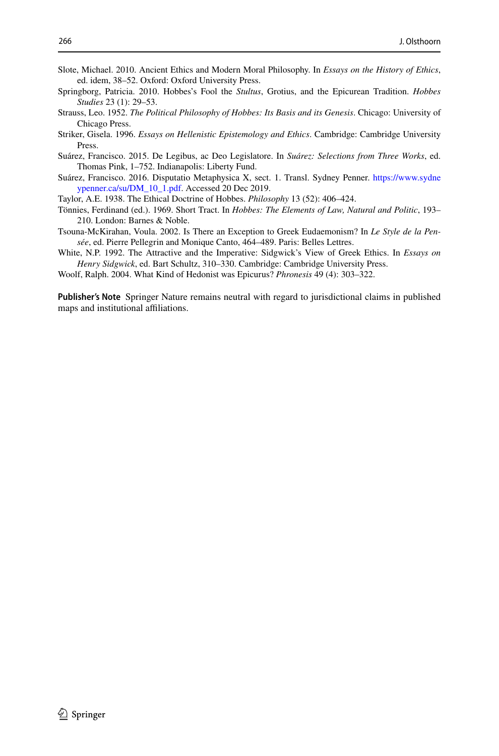Slote, Michael. 2010. Ancient Ethics and Modern Moral Philosophy. In *Essays on the History of Ethics*, ed. idem, 38–52. Oxford: Oxford University Press.

Springborg, Patricia. 2010. Hobbes's Fool the *Stultus*, Grotius, and the Epicurean Tradition. *Hobbes Studies* 23 (1): 29–53.

Strauss, Leo. 1952. *The Political Philosophy of Hobbes: Its Basis and its Genesis*. Chicago: University of Chicago Press.

Striker, Gisela. 1996. *Essays on Hellenistic Epistemology and Ethics*. Cambridge: Cambridge University Press.

Suárez, Francisco. 2015. De Legibus, ac Deo Legislatore. In *Suárez: Selections from Three Works*, ed. Thomas Pink, 1–752. Indianapolis: Liberty Fund.

Suárez, Francisco. 2016. Disputatio Metaphysica X, sect. 1. Transl. Sydney Penner. https://www.sydneypenner.ca/su/DM_10_1.pdf. Accessed 20 Dec 2019.

Taylor, A.E. 1938. The Ethical Doctrine of Hobbes. *Philosophy* 13 (52): 406–424.

Tönnies, Ferdinand (ed.). 1969. Short Tract. In *Hobbes: The Elements of Law, Natural and Politic*, 193–210. London: Barnes & Noble.

Tsouna-McKirahan, Voula. 2002. Is There an Exception to Greek Eudaemonism? In *Le Style de la Pensée*, ed. Pierre Pellegrin and Monique Canto, 464–489. Paris: Belles Lettres.

White, N.P. 1992. The Attractive and the Imperative: Sidgwick's View of Greek Ethics. In *Essays on Henry Sidgwick*, ed. Bart Schultz, 310–330. Cambridge: Cambridge University Press.

Woolf, Ralph. 2004. What Kind of Hedonist was Epicurus? *Phronesis* 49 (4): 303–322.

**Publisher's Note** Springer Nature remains neutral with regard to jurisdictional claims in published maps and institutional affiliations.